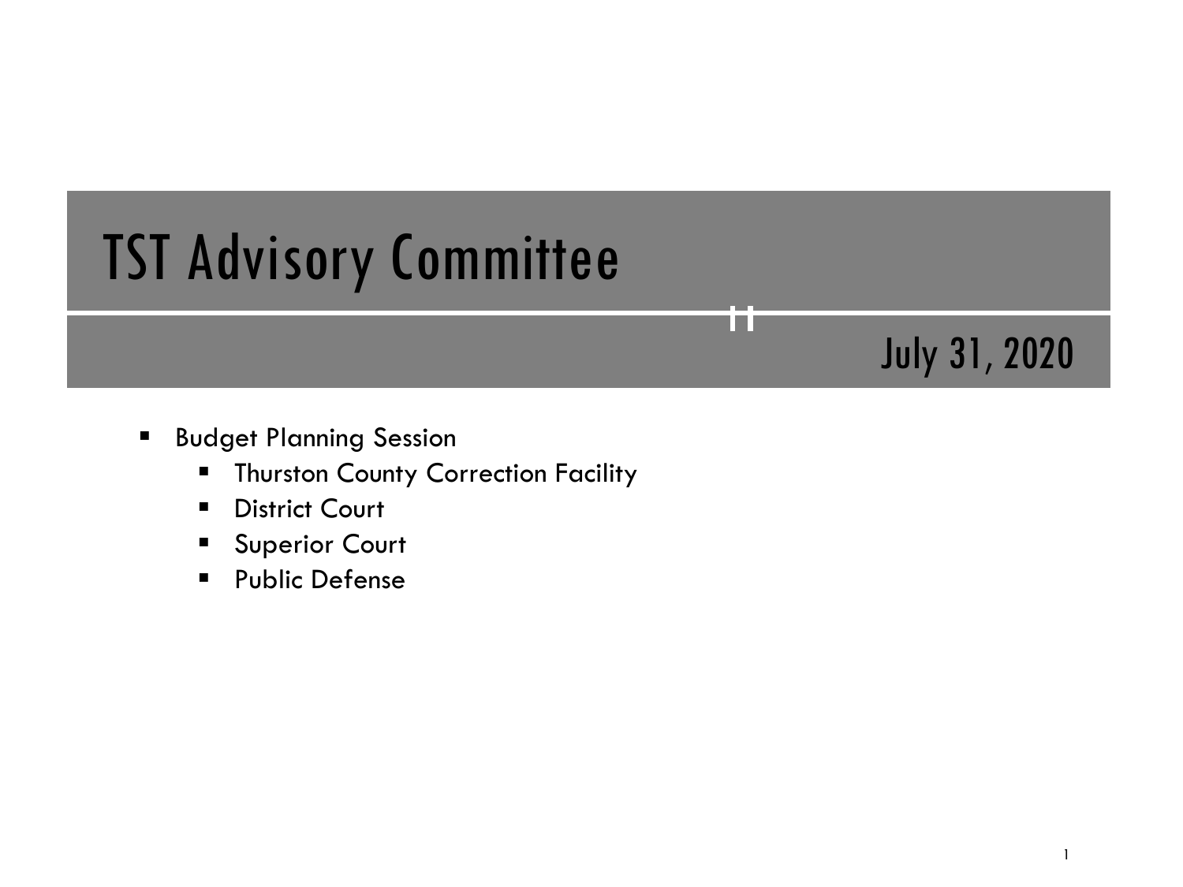# TST Advisory Committee

July 31, 2020

- Budget Planning Session
  - Thurston County Correction Facility
  - District Court
  - Superior Court
  - Public Defense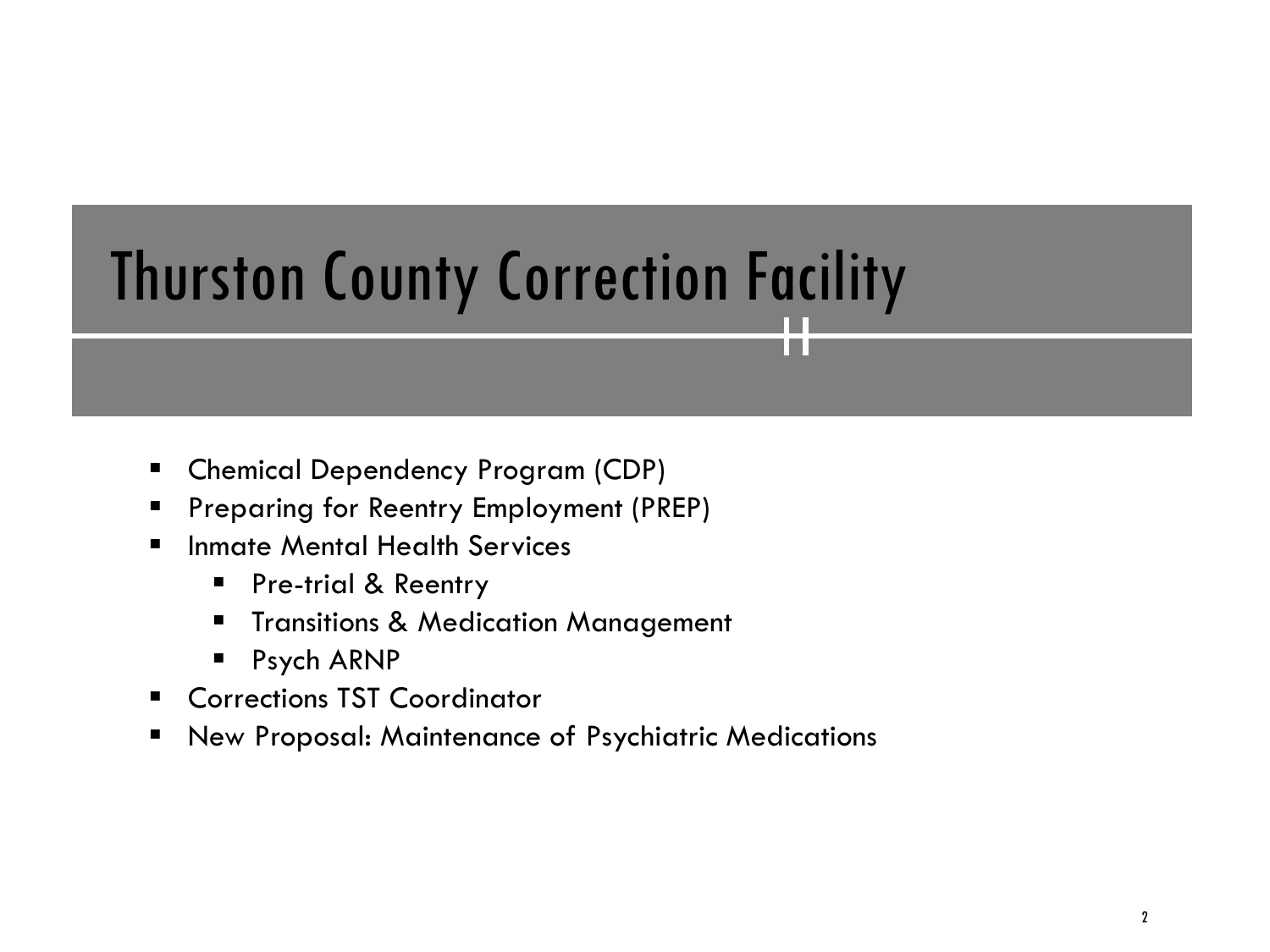# Thurston County Correction Facility

- Chemical Dependency Program (CDP)
- Preparing for Reentry Employment (PREP)
- Inmate Mental Health Services
  - Pre-trial & Reentry
  - Transitions & Medication Management
  - Psych ARNP
- Corrections TST Coordinator
- New Proposal: Maintenance of Psychiatric Medications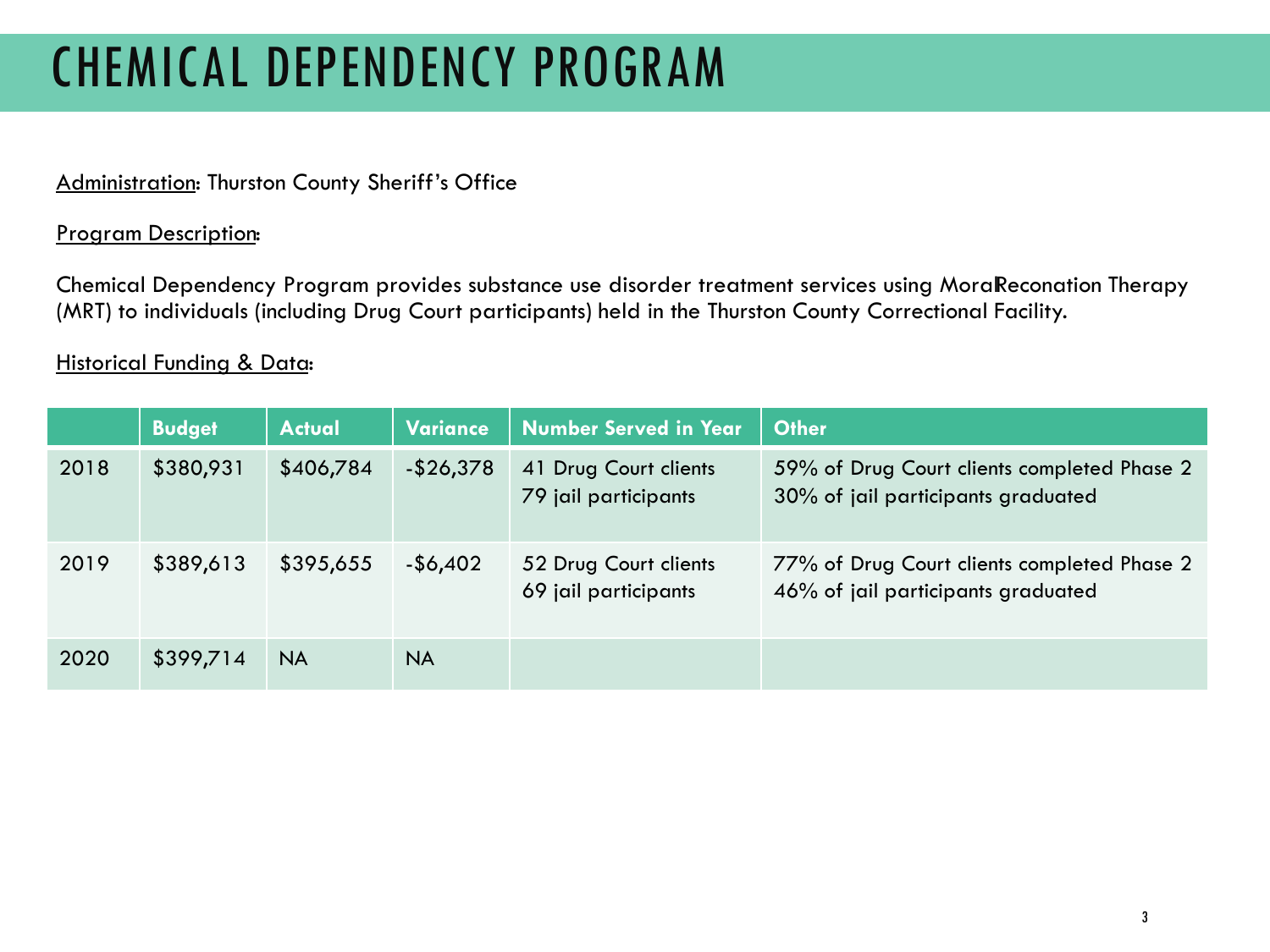# CHEMICAL DEPENDENCY PROGRAM

Administration: Thurston County Sheriff's Office

Program Description:

Chemical Dependency Program provides substance use disorder treatment services using MoralReconation Therapy (MRT) to individuals (including Drug Court participants) held in the Thurston County Correctional Facility.

Historical Funding & Data:

| | Budget | Actual | Variance | Number Served in Year | Other |
|---|---|---|---|---|---|
| 2018 | $380,931 | $406,784 | -$26,378 | 41 Drug Court clients<br>79 jail participants | 59% of Drug Court clients completed Phase 2<br>30% of jail participants graduated |
| 2019 | $389,613 | $395,655 | -$6,402 | 52 Drug Court clients<br>69 jail participants | 77% of Drug Court clients completed Phase 2<br>46% of jail participants graduated |
| 2020 | $399,714 | NA | NA | | |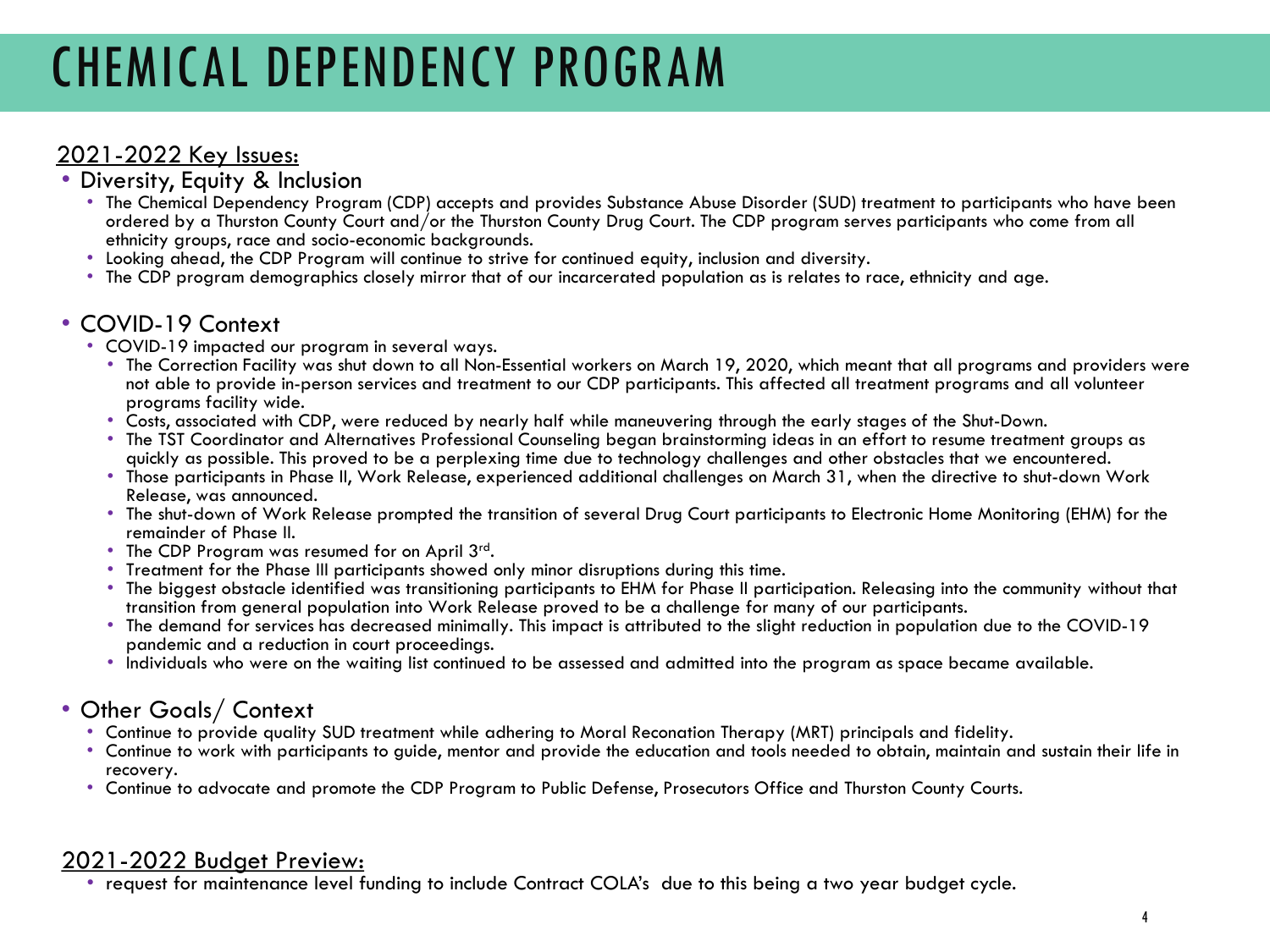# CHEMICAL DEPENDENCY PROGRAM

## 2021-2022 Key Issues:

- Diversity, Equity & Inclusion
  - The Chemical Dependency Program (CDP) accepts and provides Substance Abuse Disorder (SUD) treatment to participants who have been ordered by a Thurston County Court and/or the Thurston County Drug Court. The CDP program serves participants who come from all ethnicity groups, race and socio-economic backgrounds.
  - Looking ahead, the CDP Program will continue to strive for continued equity, inclusion and diversity.
  - The CDP program demographics closely mirror that of our incarcerated population as is relates to race, ethnicity and age.

- COVID-19 Context
  - COVID-19 impacted our program in several ways.
    - The Correction Facility was shut down to all Non-Essential workers on March 19, 2020, which meant that all programs and providers were not able to provide in-person services and treatment to our CDP participants. This affected all treatment programs and all volunteer programs facility wide.
    - Costs, associated with CDP, were reduced by nearly half while maneuvering through the early stages of the Shut-Down.
    - The TST Coordinator and Alternatives Professional Counseling began brainstorming ideas in an effort to resume treatment groups as quickly as possible. This proved to be a perplexing time due to technology challenges and other obstacles that we encountered.
    - Those participants in Phase II, Work Release, experienced additional challenges on March 31, when the directive to shut-down Work Release, was announced.
    - The shut-down of Work Release prompted the transition of several Drug Court participants to Electronic Home Monitoring (EHM) for the remainder of Phase II.
    - The CDP Program was resumed for on April 3rd.
    - Treatment for the Phase III participants showed only minor disruptions during this time.
    - The biggest obstacle identified was transitioning participants to EHM for Phase II participation. Releasing into the community without that transition from general population into Work Release proved to be a challenge for many of our participants.
    - The demand for services has decreased minimally. This impact is attributed to the slight reduction in population due to the COVID-19 pandemic and a reduction in court proceedings.
    - Individuals who were on the waiting list continued to be assessed and admitted into the program as space became available.

- Other Goals/ Context
  - Continue to provide quality SUD treatment while adhering to Moral Reconation Therapy (MRT) principals and fidelity.
  - Continue to work with participants to guide, mentor and provide the education and tools needed to obtain, maintain and sustain their life in recovery.
  - Continue to advocate and promote the CDP Program to Public Defense, Prosecutors Office and Thurston County Courts.

## 2021-2022 Budget Preview:

- request for maintenance level funding to include Contract COLA's due to this being a two year budget cycle.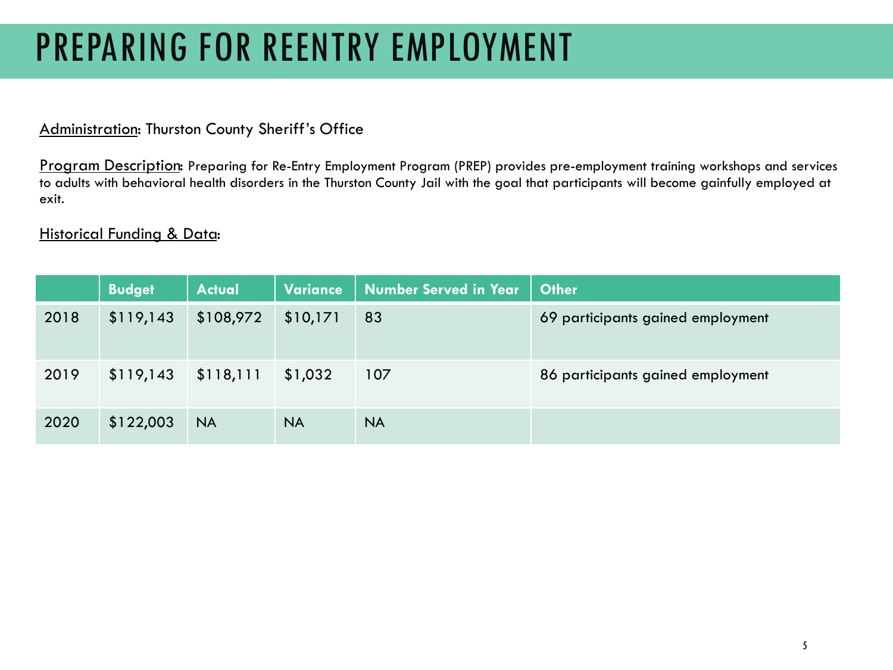# PREPARING FOR REENTRY EMPLOYMENT

Administration: Thurston County Sheriff's Office

Program Description: Preparing for Re-Entry Employment Program (PREP) provides pre-employment training workshops and services to adults with behavioral health disorders in the Thurston County Jail with the goal that participants will become gainfully employed at exit.

Historical Funding & Data:

| | Budget | Actual | Variance | Number Served in Year | Other |
|---|---|---|---|---|---|
| 2018 | $119,143 | $108,972 | $10,171 | 83 | 69 participants gained employment |
| 2019 | $119,143 | $118,111 | $1,032 | 107 | 86 participants gained employment |
| 2020 | $122,003 | NA | NA | NA | |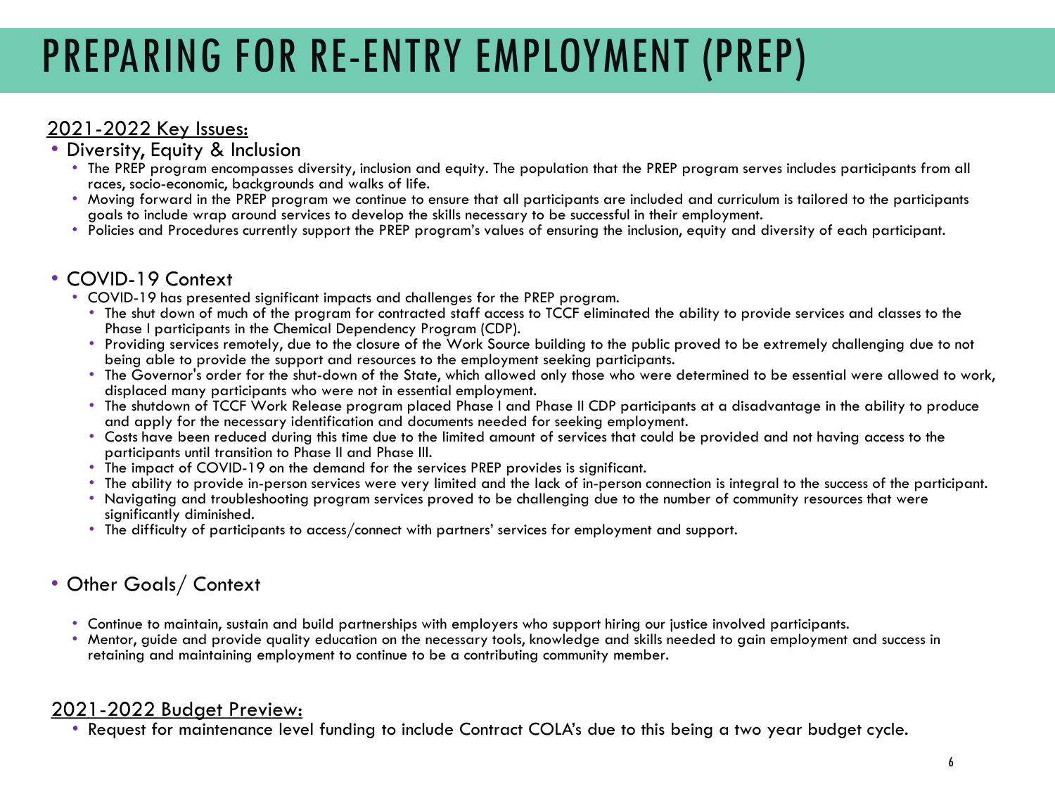# PREPARING FOR RE-ENTRY EMPLOYMENT (PREP)

<u>2021-2022 Key Issues:</u>

- Diversity, Equity & Inclusion
  - The PREP program encompasses diversity, inclusion and equity. The population that the PREP program serves includes participants from all races, socio-economic, backgrounds and walks of life.
  - Moving forward in the PREP program we continue to ensure that all participants are included and curriculum is tailored to the participants goals to include wrap around services to develop the skills necessary to be successful in their employment.
  - Policies and Procedures currently support the PREP program's values of ensuring the inclusion, equity and diversity of each participant.

- COVID-19 Context
  - COVID-19 has presented significant impacts and challenges for the PREP program.
    - The shut down of much of the program for contracted staff access to TCCF eliminated the ability to provide services and classes to the Phase I participants in the Chemical Dependency Program (CDP).
    - Providing services remotely, due to the closure of the Work Source building to the public proved to be extremely challenging due to not being able to provide the support and resources to the employment seeking participants.
    - The Governor's order for the shut-down of the State, which allowed only those who were determined to be essential were allowed to work, displaced many participants who were not in essential employment.
    - The shutdown of TCCF Work Release program placed Phase I and Phase II CDP participants at a disadvantage in the ability to produce and apply for the necessary identification and documents needed for seeking employment.
    - Costs have been reduced during this time due to the limited amount of services that could be provided and not having access to the participants until transition to Phase II and Phase III.
    - The impact of COVID-19 on the demand for the services PREP provides is significant.
    - The ability to provide in-person services were very limited and the lack of in-person connection is integral to the success of the participant.
    - Navigating and troubleshooting program services proved to be challenging due to the number of community resources that were significantly diminished.
    - The difficulty of participants to access/connect with partners' services for employment and support.

- Other Goals/ Context
  - Continue to maintain, sustain and build partnerships with employers who support hiring our justice involved participants.
  - Mentor, guide and provide quality education on the necessary tools, knowledge and skills needed to gain employment and success in retaining and maintaining employment to continue to be a contributing community member.

<u>2021-2022 Budget Preview:</u>

- Request for maintenance level funding to include Contract COLA's due to this being a two year budget cycle.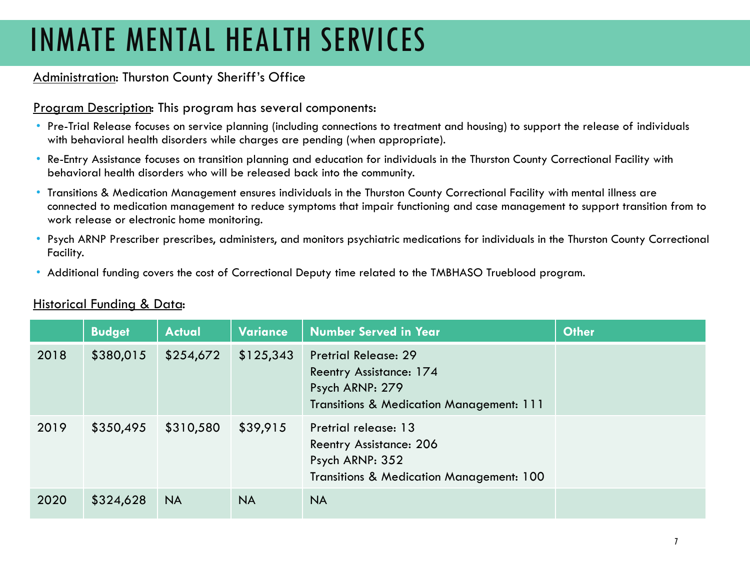# INMATE MENTAL HEALTH SERVICES

Administration: Thurston County Sheriff's Office

Program Description: This program has several components:

- Pre-Trial Release focuses on service planning (including connections to treatment and housing) to support the release of individuals with behavioral health disorders while charges are pending (when appropriate).
- Re-Entry Assistance focuses on transition planning and education for individuals in the Thurston County Correctional Facility with behavioral health disorders who will be released back into the community.
- Transitions & Medication Management ensures individuals in the Thurston County Correctional Facility with mental illness are connected to medication management to reduce symptoms that impair functioning and case management to support transition from to work release or electronic home monitoring.
- Psych ARNP Prescriber prescribes, administers, and monitors psychiatric medications for individuals in the Thurston County Correctional Facility.
- Additional funding covers the cost of Correctional Deputy time related to the TMBHASO Trueblood program.

Historical Funding & Data:

| | Budget | Actual | Variance | Number Served in Year | Other |
|---|---|---|---|---|---|
| 2018 | $380,015 | $254,672 | $125,343 | Pretrial Release: 29<br>Reentry Assistance: 174<br>Psych ARNP: 279<br>Transitions & Medication Management: 111 | |
| 2019 | $350,495 | $310,580 | $39,915 | Pretrial release: 13<br>Reentry Assistance: 206<br>Psych ARNP: 352<br>Transitions & Medication Management: 100 | |
| 2020 | $324,628 | NA | NA | NA | |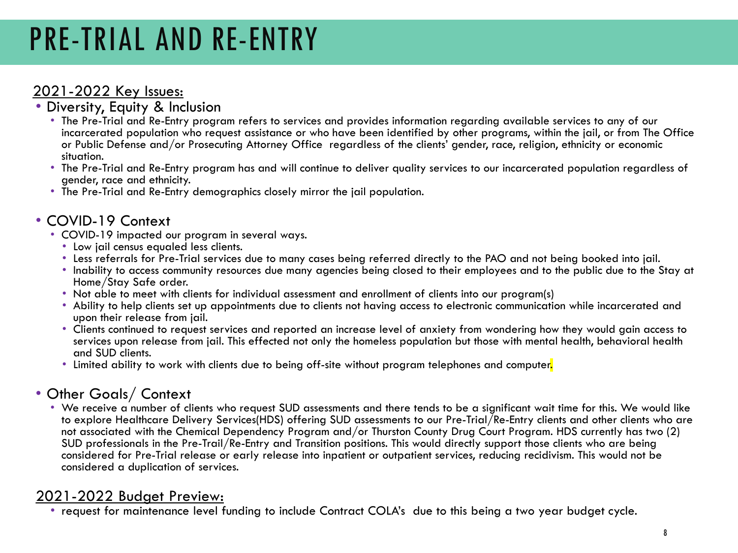# PRE-TRIAL AND RE-ENTRY

## 2021-2022 Key Issues:

- Diversity, Equity & Inclusion
  - The Pre-Trial and Re-Entry program refers to services and provides information regarding available services to any of our incarcerated population who request assistance or who have been identified by other programs, within the jail, or from The Office or Public Defense and/or Prosecuting Attorney Office regardless of the clients' gender, race, religion, ethnicity or economic situation.
  - The Pre-Trial and Re-Entry program has and will continue to deliver quality services to our incarcerated population regardless of gender, race and ethnicity.
  - The Pre-Trial and Re-Entry demographics closely mirror the jail population.

- COVID-19 Context
  - COVID-19 impacted our program in several ways.
    - Low jail census equaled less clients.
    - Less referrals for Pre-Trial services due to many cases being referred directly to the PAO and not being booked into jail.
    - Inability to access community resources due many agencies being closed to their employees and to the public due to the Stay at Home/Stay Safe order.
    - Not able to meet with clients for individual assessment and enrollment of clients into our program(s)
    - Ability to help clients set up appointments due to clients not having access to electronic communication while incarcerated and upon their release from jail.
    - Clients continued to request services and reported an increase level of anxiety from wondering how they would gain access to services upon release from jail. This effected not only the homeless population but those with mental health, behavioral health and SUD clients.
    - Limited ability to work with clients due to being off-site without program telephones and computer.

- Other Goals/ Context
  - We receive a number of clients who request SUD assessments and there tends to be a significant wait time for this. We would like to explore Healthcare Delivery Services(HDS) offering SUD assessments to our Pre-Trial/Re-Entry clients and other clients who are not associated with the Chemical Dependency Program and/or Thurston County Drug Court Program. HDS currently has two (2) SUD professionals in the Pre-Trail/Re-Entry and Transition positions. This would directly support those clients who are being considered for Pre-Trial release or early release into inpatient or outpatient services, reducing recidivism. This would not be considered a duplication of services.

## 2021-2022 Budget Preview:

- request for maintenance level funding to include Contract COLA's due to this being a two year budget cycle.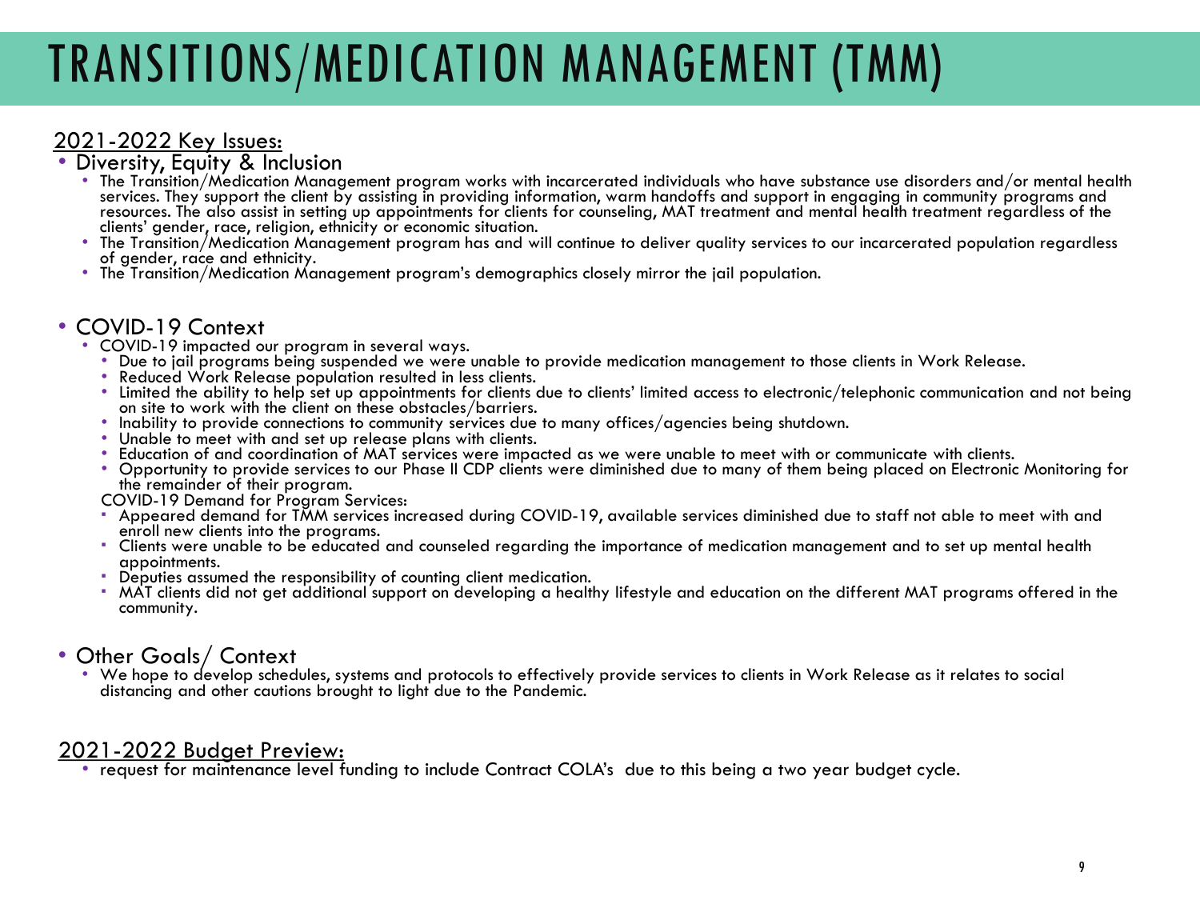# TRANSITIONS/MEDICATION MANAGEMENT (TMM)

## 2021-2022 Key Issues:

- Diversity, Equity & Inclusion
  - The Transition/Medication Management program works with incarcerated individuals who have substance use disorders and/or mental health services. They support the client by assisting in providing information, warm handoffs and support in engaging in community programs and resources. The also assist in setting up appointments for clients for counseling, MAT treatment and mental health treatment regardless of the clients' gender, race, religion, ethnicity or economic situation.
  - The Transition/Medication Management program has and will continue to deliver quality services to our incarcerated population regardless of gender, race and ethnicity.
  - The Transition/Medication Management program's demographics closely mirror the jail population.

- COVID-19 Context
  - COVID-19 impacted our program in several ways.
    - Due to jail programs being suspended we were unable to provide medication management to those clients in Work Release.
    - Reduced Work Release population resulted in less clients.
    - Limited the ability to help set up appointments for clients due to clients' limited access to electronic/telephonic communication and not being on site to work with the client on these obstacles/barriers.
    - Inability to provide connections to community services due to many offices/agencies being shutdown.
    - Unable to meet with and set up release plans with clients.
    - Education of and coordination of MAT services were impacted as we were unable to meet with or communicate with clients.
    - Opportunity to provide services to our Phase II CDP clients were diminished due to many of them being placed on Electronic Monitoring for the remainder of their program.

  COVID-19 Demand for Program Services:
    - Appeared demand for TMM services increased during COVID-19, available services diminished due to staff not able to meet with and enroll new clients into the programs.
    - Clients were unable to be educated and counseled regarding the importance of medication management and to set up mental health appointments.
    - Deputies assumed the responsibility of counting client medication.
    - MAT clients did not get additional support on developing a healthy lifestyle and education on the different MAT programs offered in the community.

- Other Goals/ Context
  - We hope to develop schedules, systems and protocols to effectively provide services to clients in Work Release as it relates to social distancing and other cautions brought to light due to the Pandemic.

## 2021-2022 Budget Preview:

- request for maintenance level funding to include Contract COLA's due to this being a two year budget cycle.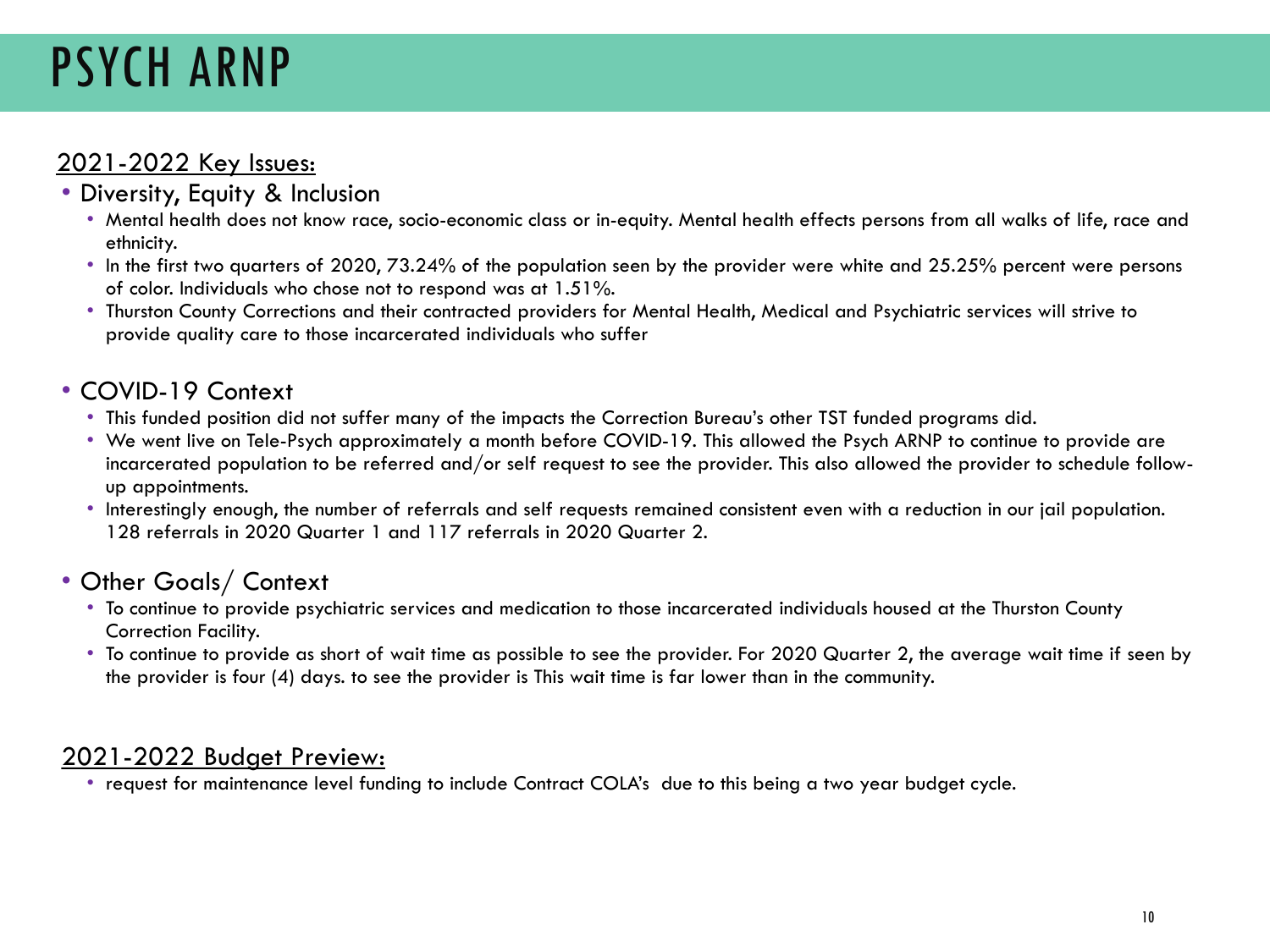# PSYCH ARNP

<u>2021-2022 Key Issues:</u>

- Diversity, Equity & Inclusion
  - Mental health does not know race, socio-economic class or in-equity. Mental health effects persons from all walks of life, race and ethnicity.
  - In the first two quarters of 2020, 73.24% of the population seen by the provider were white and 25.25% percent were persons of color. Individuals who chose not to respond was at 1.51%.
  - Thurston County Corrections and their contracted providers for Mental Health, Medical and Psychiatric services will strive to provide quality care to those incarcerated individuals who suffer

- COVID-19 Context
  - This funded position did not suffer many of the impacts the Correction Bureau's other TST funded programs did.
  - We went live on Tele-Psych approximately a month before COVID-19. This allowed the Psych ARNP to continue to provide are incarcerated population to be referred and/or self request to see the provider. This also allowed the provider to schedule follow-up appointments.
  - Interestingly enough, the number of referrals and self requests remained consistent even with a reduction in our jail population. 128 referrals in 2020 Quarter 1 and 117 referrals in 2020 Quarter 2.

- Other Goals/ Context
  - To continue to provide psychiatric services and medication to those incarcerated individuals housed at the Thurston County Correction Facility.
  - To continue to provide as short of wait time as possible to see the provider. For 2020 Quarter 2, the average wait time if seen by the provider is four (4) days. to see the provider is This wait time is far lower than in the community.

<u>2021-2022 Budget Preview:</u>

- request for maintenance level funding to include Contract COLA's due to this being a two year budget cycle.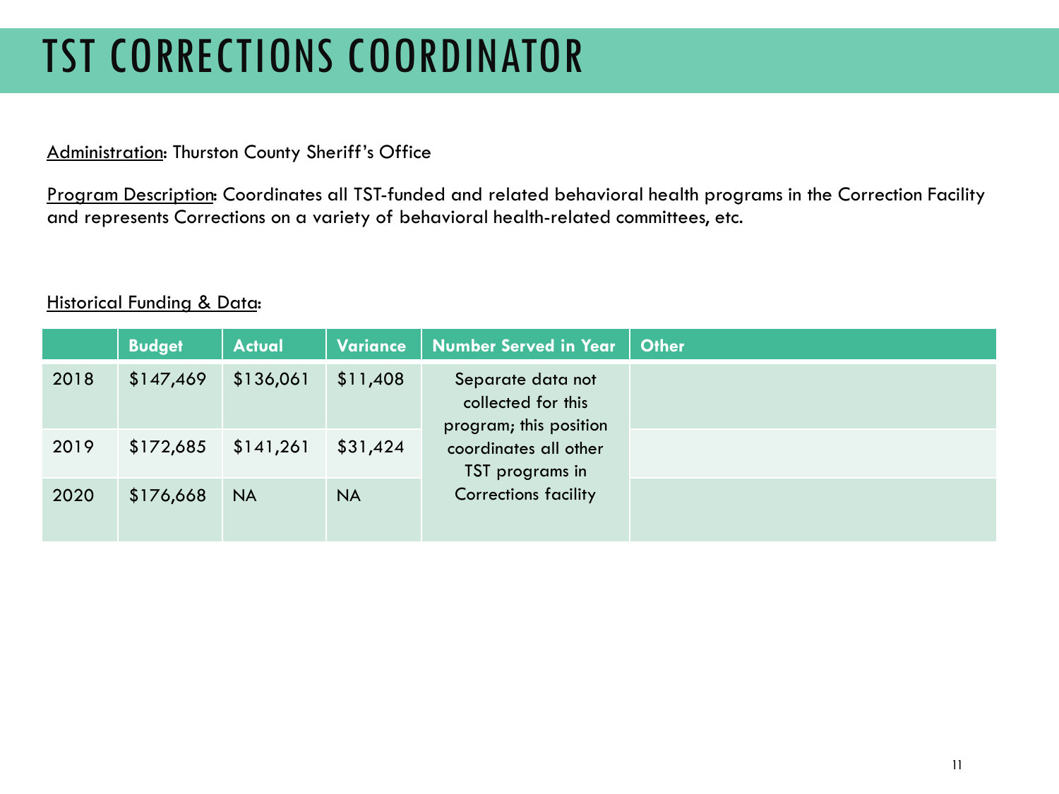# TST CORRECTIONS COORDINATOR

<u>Administration</u>: Thurston County Sheriff's Office

<u>Program Description</u>: Coordinates all TST-funded and related behavioral health programs in the Correction Facility and represents Corrections on a variety of behavioral health-related committees, etc.

<u>Historical Funding & Data</u>:

| | Budget | Actual | Variance | Number Served in Year | Other |
|---|---|---|---|---|---|
| 2018 | $147,469 | $136,061 | $11,408 | Separate data not collected for this program; this position coordinates all other TST programs in Corrections facility | |
| 2019 | $172,685 | $141,261 | $31,424 | | |
| 2020 | $176,668 | NA | NA | | |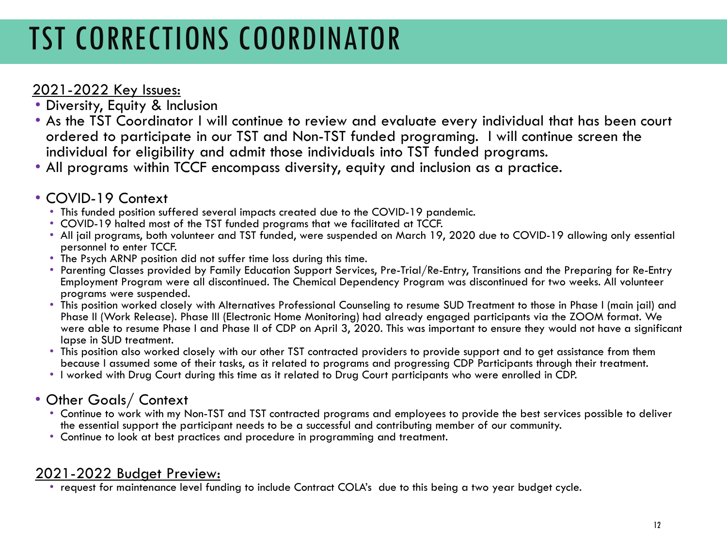# TST CORRECTIONS COORDINATOR

2021-2022 Key Issues:

- Diversity, Equity & Inclusion
- As the TST Coordinator I will continue to review and evaluate every individual that has been court ordered to participate in our TST and Non-TST funded programing. I will continue screen the individual for eligibility and admit those individuals into TST funded programs.
- All programs within TCCF encompass diversity, equity and inclusion as a practice.

- COVID-19 Context
  - This funded position suffered several impacts created due to the COVID-19 pandemic.
  - COVID-19 halted most of the TST funded programs that we facilitated at TCCF.
  - All jail programs, both volunteer and TST funded, were suspended on March 19, 2020 due to COVID-19 allowing only essential personnel to enter TCCF.
  - The Psych ARNP position did not suffer time loss during this time.
  - Parenting Classes provided by Family Education Support Services, Pre-Trial/Re-Entry, Transitions and the Preparing for Re-Entry Employment Program were all discontinued. The Chemical Dependency Program was discontinued for two weeks. All volunteer programs were suspended.
  - This position worked closely with Alternatives Professional Counseling to resume SUD Treatment to those in Phase I (main jail) and Phase II (Work Release). Phase III (Electronic Home Monitoring) had already engaged participants via the ZOOM format. We were able to resume Phase I and Phase II of CDP on April 3, 2020. This was important to ensure they would not have a significant lapse in SUD treatment.
  - This position also worked closely with our other TST contracted providers to provide support and to get assistance from them because I assumed some of their tasks, as it related to programs and progressing CDP Participants through their treatment.
  - I worked with Drug Court during this time as it related to Drug Court participants who were enrolled in CDP.

- Other Goals/ Context
  - Continue to work with my Non-TST and TST contracted programs and employees to provide the best services possible to deliver the essential support the participant needs to be a successful and contributing member of our community.
  - Continue to look at best practices and procedure in programming and treatment.

2021-2022 Budget Preview:

- request for maintenance level funding to include Contract COLA's due to this being a two year budget cycle.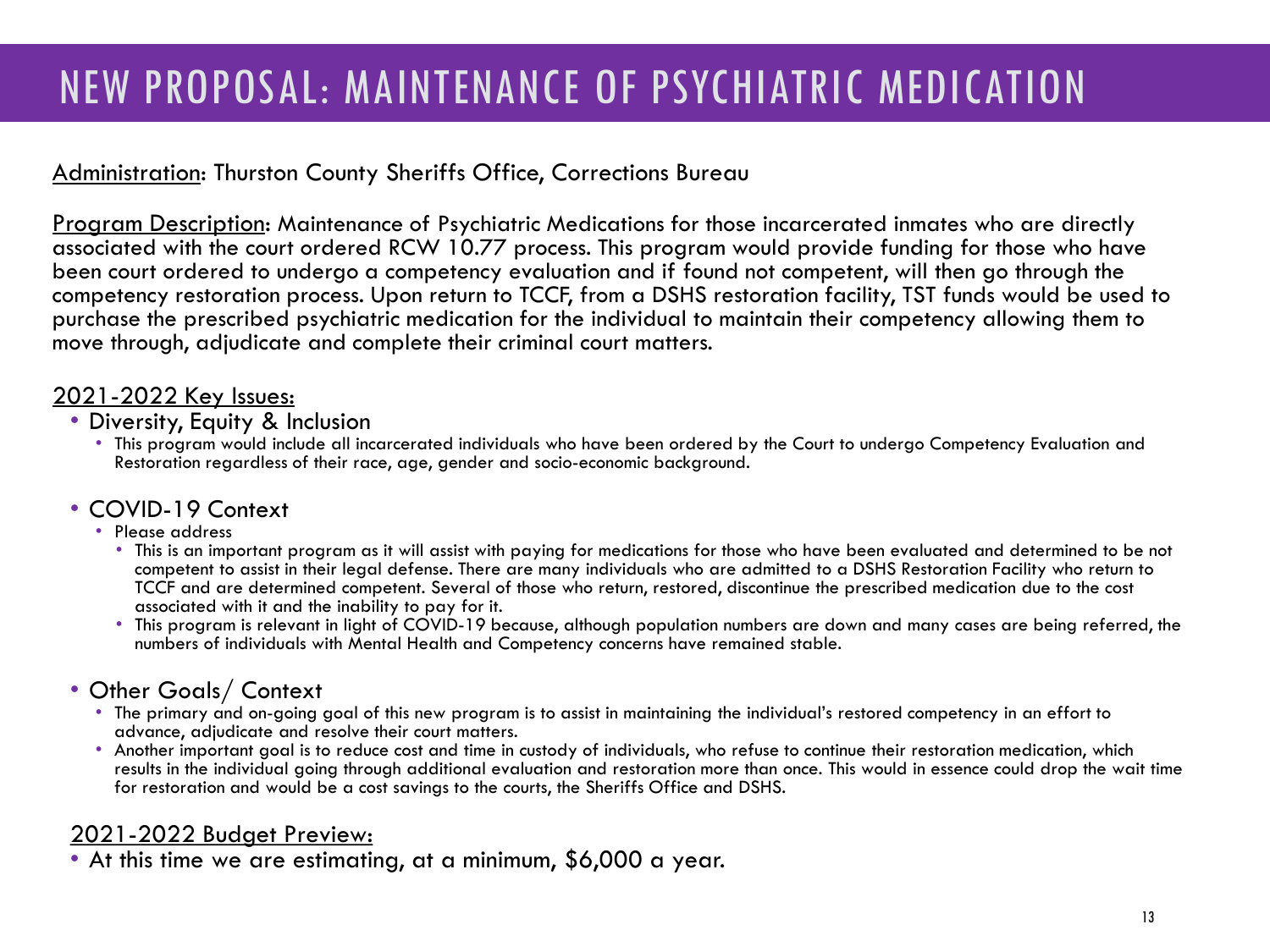# NEW PROPOSAL: MAINTENANCE OF PSYCHIATRIC MEDICATION

<u>Administration</u>: Thurston County Sheriffs Office, Corrections Bureau

<u>Program Description</u>: Maintenance of Psychiatric Medications for those incarcerated inmates who are directly associated with the court ordered RCW 10.77 process. This program would provide funding for those who have been court ordered to undergo a competency evaluation and if found not competent, will then go through the competency restoration process. Upon return to TCCF, from a DSHS restoration facility, TST funds would be used to purchase the prescribed psychiatric medication for the individual to maintain their competency allowing them to move through, adjudicate and complete their criminal court matters.

<u>2021-2022 Key Issues:</u>

- Diversity, Equity & Inclusion
  - This program would include all incarcerated individuals who have been ordered by the Court to undergo Competency Evaluation and Restoration regardless of their race, age, gender and socio-economic background.
- COVID-19 Context
  - Please address
    - This is an important program as it will assist with paying for medications for those who have been evaluated and determined to be not competent to assist in their legal defense. There are many individuals who are admitted to a DSHS Restoration Facility who return to TCCF and are determined competent. Several of those who return, restored, discontinue the prescribed medication due to the cost associated with it and the inability to pay for it.
    - This program is relevant in light of COVID-19 because, although population numbers are down and many cases are being referred, the numbers of individuals with Mental Health and Competency concerns have remained stable.
- Other Goals/ Context
  - The primary and on-going goal of this new program is to assist in maintaining the individual's restored competency in an effort to advance, adjudicate and resolve their court matters.
  - Another important goal is to reduce cost and time in custody of individuals, who refuse to continue their restoration medication, which results in the individual going through additional evaluation and restoration more than once. This would in essence could drop the wait time for restoration and would be a cost savings to the courts, the Sheriffs Office and DSHS.

<u>2021-2022 Budget Preview:</u>

- At this time we are estimating, at a minimum, $6,000 a year.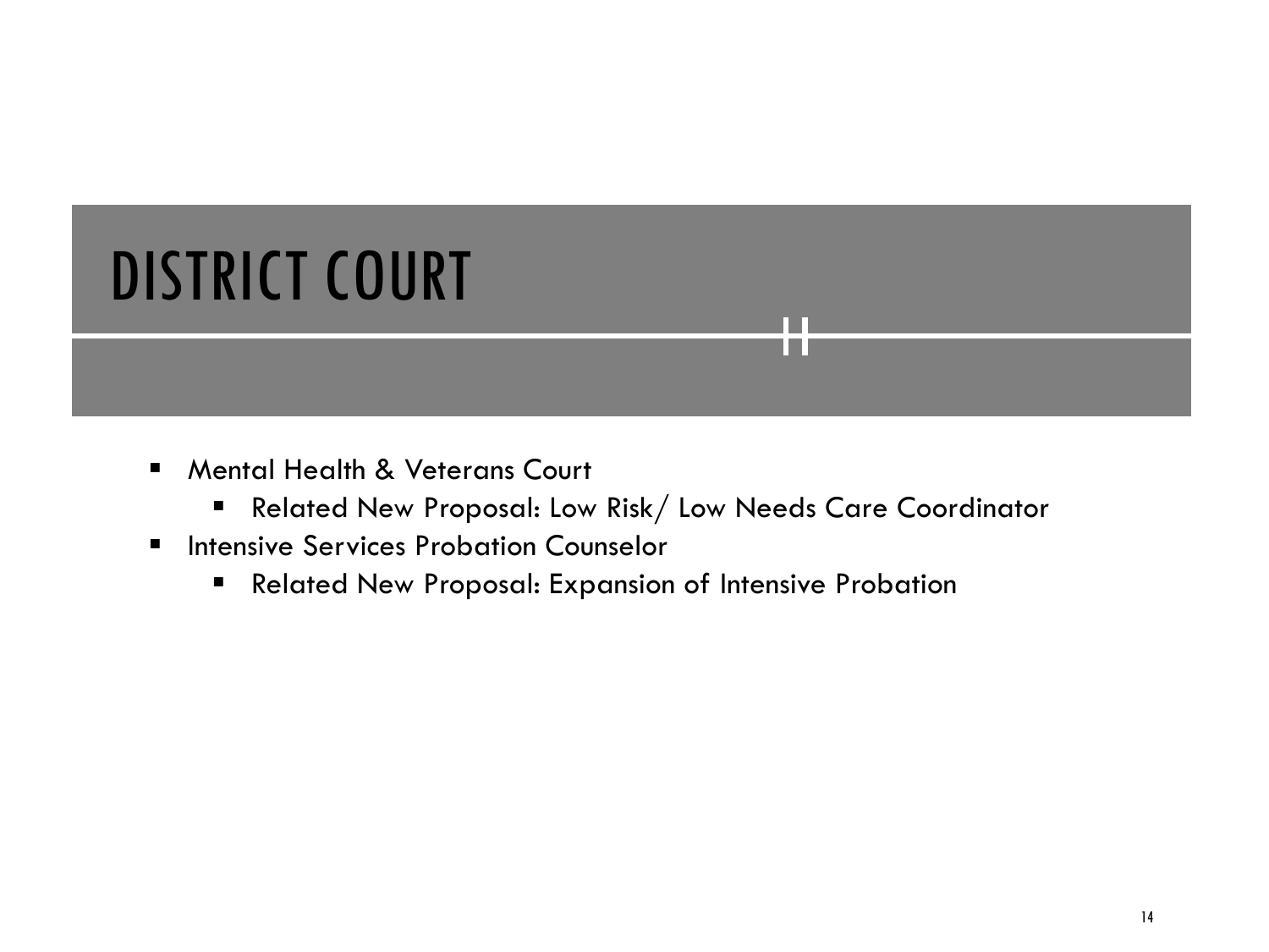# DISTRICT COURT

- Mental Health & Veterans Court
  - Related New Proposal: Low Risk/ Low Needs Care Coordinator
- Intensive Services Probation Counselor
  - Related New Proposal: Expansion of Intensive Probation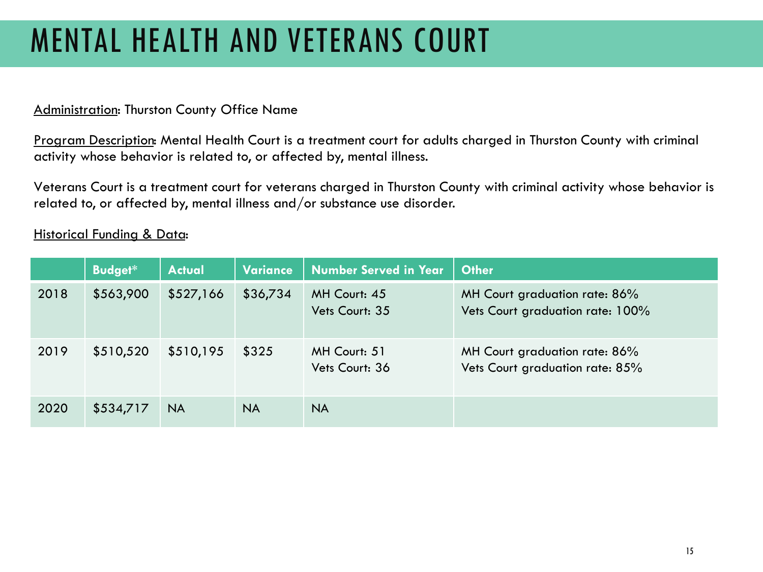# MENTAL HEALTH AND VETERANS COURT

Administration: Thurston County Office Name

Program Description: Mental Health Court is a treatment court for adults charged in Thurston County with criminal activity whose behavior is related to, or affected by, mental illness.

Veterans Court is a treatment court for veterans charged in Thurston County with criminal activity whose behavior is related to, or affected by, mental illness and/or substance use disorder.

Historical Funding & Data:

| | Budget* | Actual | Variance | Number Served in Year | Other |
|---|---|---|---|---|---|
| 2018 | $563,900 | $527,166 | $36,734 | MH Court: 45<br>Vets Court: 35 | MH Court graduation rate: 86%<br>Vets Court graduation rate: 100% |
| 2019 | $510,520 | $510,195 | $325 | MH Court: 51<br>Vets Court: 36 | MH Court graduation rate: 86%<br>Vets Court graduation rate: 85% |
| 2020 | $534,717 | NA | NA | NA | |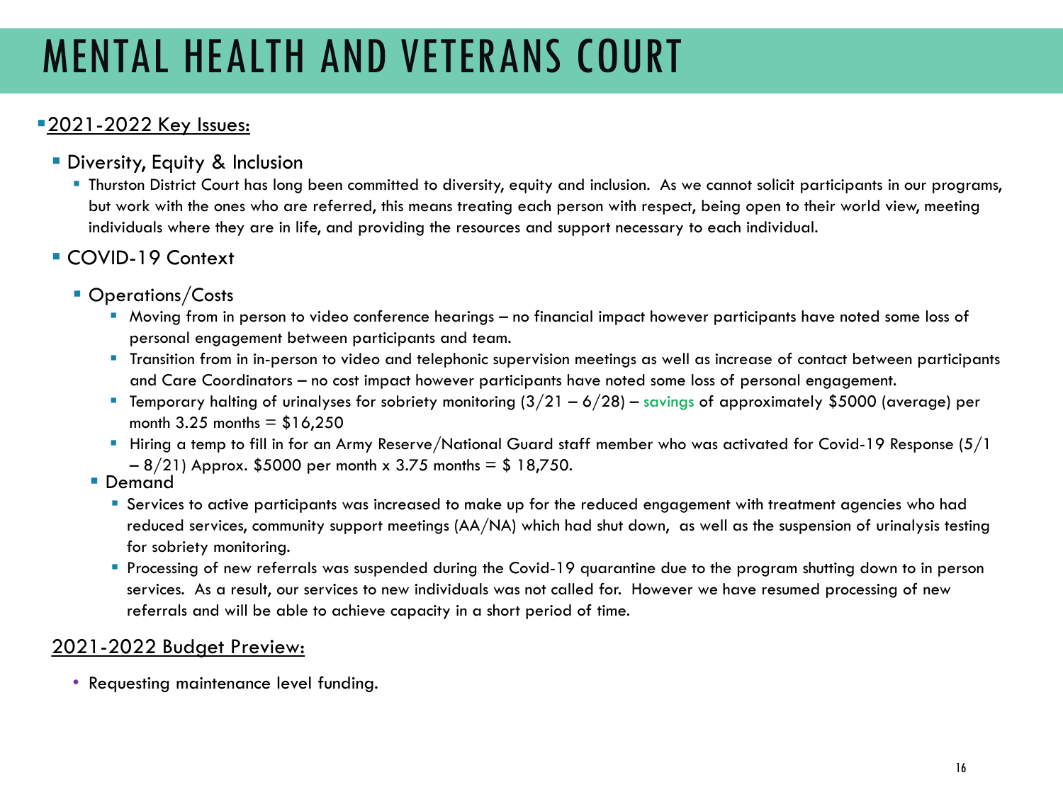# MENTAL HEALTH AND VETERANS COURT

- <u>2021-2022 Key Issues:</u>
  - Diversity, Equity & Inclusion
    - Thurston District Court has long been committed to diversity, equity and inclusion. As we cannot solicit participants in our programs, but work with the ones who are referred, this means treating each person with respect, being open to their world view, meeting individuals where they are in life, and providing the resources and support necessary to each individual.
  - COVID-19 Context
    - Operations/Costs
      - Moving from in person to video conference hearings – no financial impact however participants have noted some loss of personal engagement between participants and team.
      - Transition from in in-person to video and telephonic supervision meetings as well as increase of contact between participants and Care Coordinators – no cost impact however participants have noted some loss of personal engagement.
      - Temporary halting of urinalyses for sobriety monitoring (3/21 – 6/28) – savings of approximately $5000 (average) per month 3.25 months = $16,250
      - Hiring a temp to fill in for an Army Reserve/National Guard staff member who was activated for Covid-19 Response (5/1 – 8/21) Approx. $5000 per month x 3.75 months = $ 18,750.
    - Demand
      - Services to active participants was increased to make up for the reduced engagement with treatment agencies who had reduced services, community support meetings (AA/NA) which had shut down, as well as the suspension of urinalysis testing for sobriety monitoring.
      - Processing of new referrals was suspended during the Covid-19 quarantine due to the program shutting down to in person services. As a result, our services to new individuals was not called for. However we have resumed processing of new referrals and will be able to achieve capacity in a short period of time.

<u>2021-2022 Budget Preview:</u>

- Requesting maintenance level funding.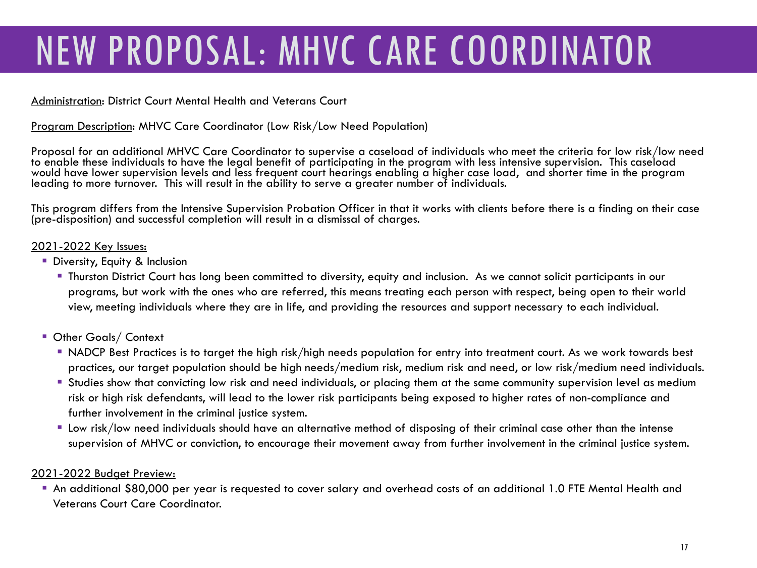# NEW PROPOSAL: MHVC CARE COORDINATOR

Administration: District Court Mental Health and Veterans Court

Program Description: MHVC Care Coordinator (Low Risk/Low Need Population)

Proposal for an additional MHVC Care Coordinator to supervise a caseload of individuals who meet the criteria for low risk/low need to enable these individuals to have the legal benefit of participating in the program with less intensive supervision. This caseload would have lower supervision levels and less frequent court hearings enabling a higher case load, and shorter time in the program leading to more turnover. This will result in the ability to serve a greater number of individuals.

This program differs from the Intensive Supervision Probation Officer in that it works with clients before there is a finding on their case (pre-disposition) and successful completion will result in a dismissal of charges.

2021-2022 Key Issues:

- Diversity, Equity & Inclusion
  - Thurston District Court has long been committed to diversity, equity and inclusion. As we cannot solicit participants in our programs, but work with the ones who are referred, this means treating each person with respect, being open to their world view, meeting individuals where they are in life, and providing the resources and support necessary to each individual.
- Other Goals/ Context
  - NADCP Best Practices is to target the high risk/high needs population for entry into treatment court. As we work towards best practices, our target population should be high needs/medium risk, medium risk and need, or low risk/medium need individuals.
  - Studies show that convicting low risk and need individuals, or placing them at the same community supervision level as medium risk or high risk defendants, will lead to the lower risk participants being exposed to higher rates of non-compliance and further involvement in the criminal justice system.
  - Low risk/low need individuals should have an alternative method of disposing of their criminal case other than the intense supervision of MHVC or conviction, to encourage their movement away from further involvement in the criminal justice system.

2021-2022 Budget Preview:

- An additional $80,000 per year is requested to cover salary and overhead costs of an additional 1.0 FTE Mental Health and Veterans Court Care Coordinator.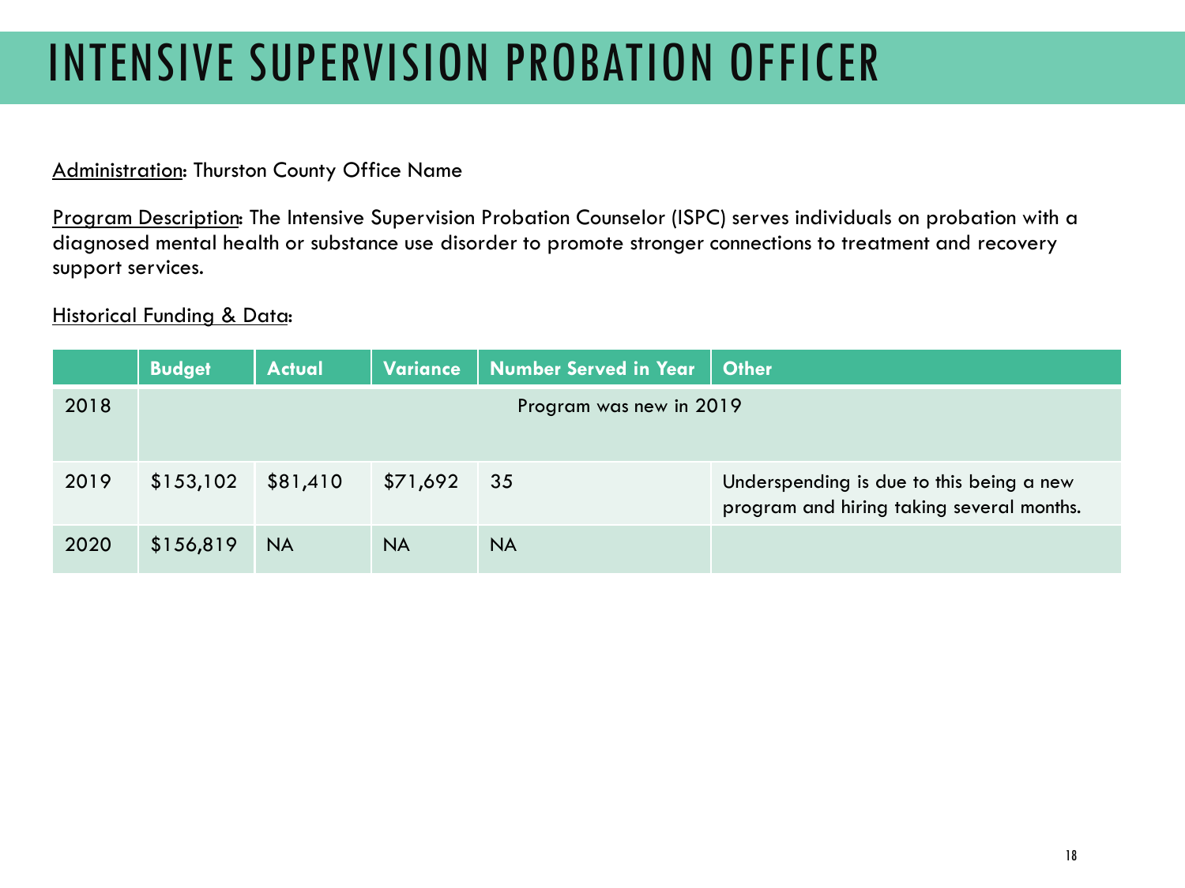# INTENSIVE SUPERVISION PROBATION OFFICER

Administration: Thurston County Office Name

Program Description: The Intensive Supervision Probation Counselor (ISPC) serves individuals on probation with a diagnosed mental health or substance use disorder to promote stronger connections to treatment and recovery support services.

Historical Funding & Data:

| | Budget | Actual | Variance | Number Served in Year | Other |
|---|---|---|---|---|---|
| 2018 | Program was new in 2019 | | | | |
| 2019 | $153,102 | $81,410 | $71,692 | 35 | Underspending is due to this being a new program and hiring taking several months. |
| 2020 | $156,819 | NA | NA | NA | |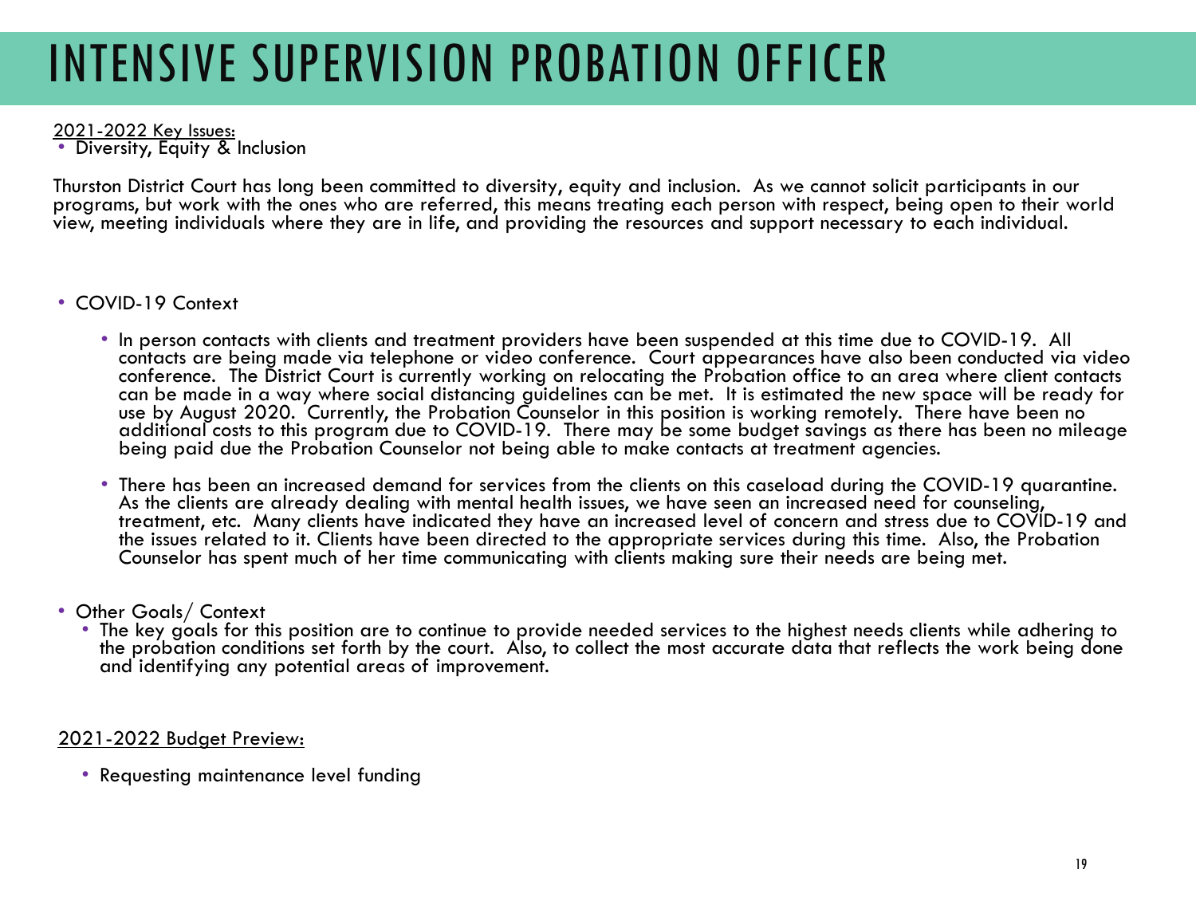# INTENSIVE SUPERVISION PROBATION OFFICER

2021-2022 Key Issues:

- Diversity, Equity & Inclusion

Thurston District Court has long been committed to diversity, equity and inclusion. As we cannot solicit participants in our programs, but work with the ones who are referred, this means treating each person with respect, being open to their world view, meeting individuals where they are in life, and providing the resources and support necessary to each individual.

- COVID-19 Context
  - In person contacts with clients and treatment providers have been suspended at this time due to COVID-19. All contacts are being made via telephone or video conference. Court appearances have also been conducted via video conference. The District Court is currently working on relocating the Probation office to an area where client contacts can be made in a way where social distancing guidelines can be met. It is estimated the new space will be ready for use by August 2020. Currently, the Probation Counselor in this position is working remotely. There have been no additional costs to this program due to COVID-19. There may be some budget savings as there has been no mileage being paid due the Probation Counselor not being able to make contacts at treatment agencies.
  - There has been an increased demand for services from the clients on this caseload during the COVID-19 quarantine. As the clients are already dealing with mental health issues, we have seen an increased need for counseling, treatment, etc. Many clients have indicated they have an increased level of concern and stress due to COVID-19 and the issues related to it. Clients have been directed to the appropriate services during this time. Also, the Probation Counselor has spent much of her time communicating with clients making sure their needs are being met.

- Other Goals/ Context
  - The key goals for this position are to continue to provide needed services to the highest needs clients while adhering to the probation conditions set forth by the court. Also, to collect the most accurate data that reflects the work being done and identifying any potential areas of improvement.

2021-2022 Budget Preview:

- Requesting maintenance level funding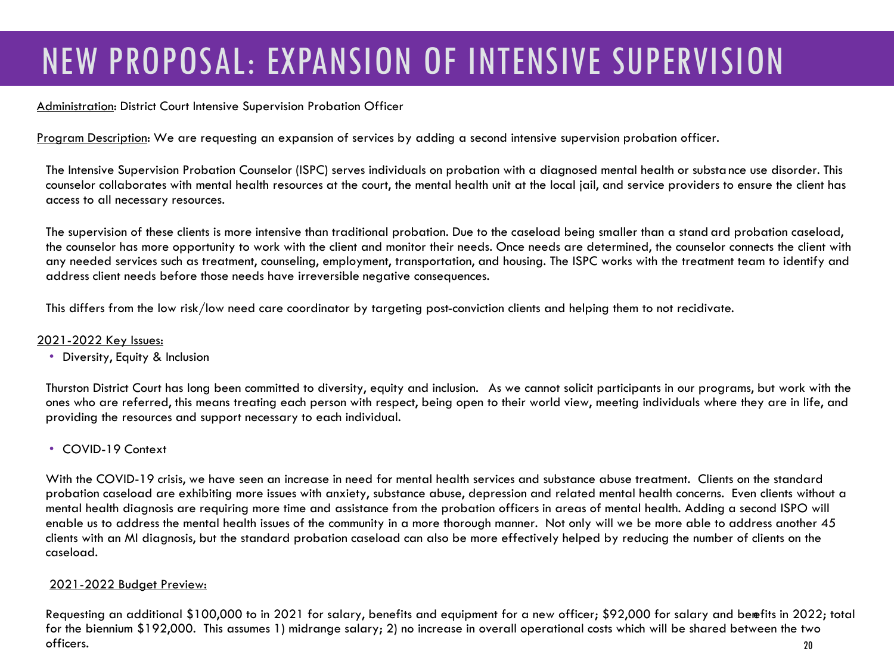# NEW PROPOSAL: EXPANSION OF INTENSIVE SUPERVISION

Administration: District Court Intensive Supervision Probation Officer

Program Description: We are requesting an expansion of services by adding a second intensive supervision probation officer.

The Intensive Supervision Probation Counselor (ISPC) serves individuals on probation with a diagnosed mental health or substance use disorder. This counselor collaborates with mental health resources at the court, the mental health unit at the local jail, and service providers to ensure the client has access to all necessary resources.

The supervision of these clients is more intensive than traditional probation. Due to the caseload being smaller than a standard probation caseload, the counselor has more opportunity to work with the client and monitor their needs. Once needs are determined, the counselor connects the client with any needed services such as treatment, counseling, employment, transportation, and housing. The ISPC works with the treatment team to identify and address client needs before those needs have irreversible negative consequences.

This differs from the low risk/low need care coordinator by targeting post-conviction clients and helping them to not recidivate.

2021-2022 Key Issues:

- Diversity, Equity & Inclusion

Thurston District Court has long been committed to diversity, equity and inclusion. As we cannot solicit participants in our programs, but work with the ones who are referred, this means treating each person with respect, being open to their world view, meeting individuals where they are in life, and providing the resources and support necessary to each individual.

- COVID-19 Context

With the COVID-19 crisis, we have seen an increase in need for mental health services and substance abuse treatment. Clients on the standard probation caseload are exhibiting more issues with anxiety, substance abuse, depression and related mental health concerns. Even clients without a mental health diagnosis are requiring more time and assistance from the probation officers in areas of mental health. Adding a second ISPO will enable us to address the mental health issues of the community in a more thorough manner. Not only will we be more able to address another 45 clients with an MI diagnosis, but the standard probation caseload can also be more effectively helped by reducing the number of clients on the caseload.

2021-2022 Budget Preview:

Requesting an additional $100,000 to in 2021 for salary, benefits and equipment for a new officer; $92,000 for salary and benefits in 2022; total for the biennium $192,000. This assumes 1) midrange salary; 2) no increase in overall operational costs which will be shared between the two officers.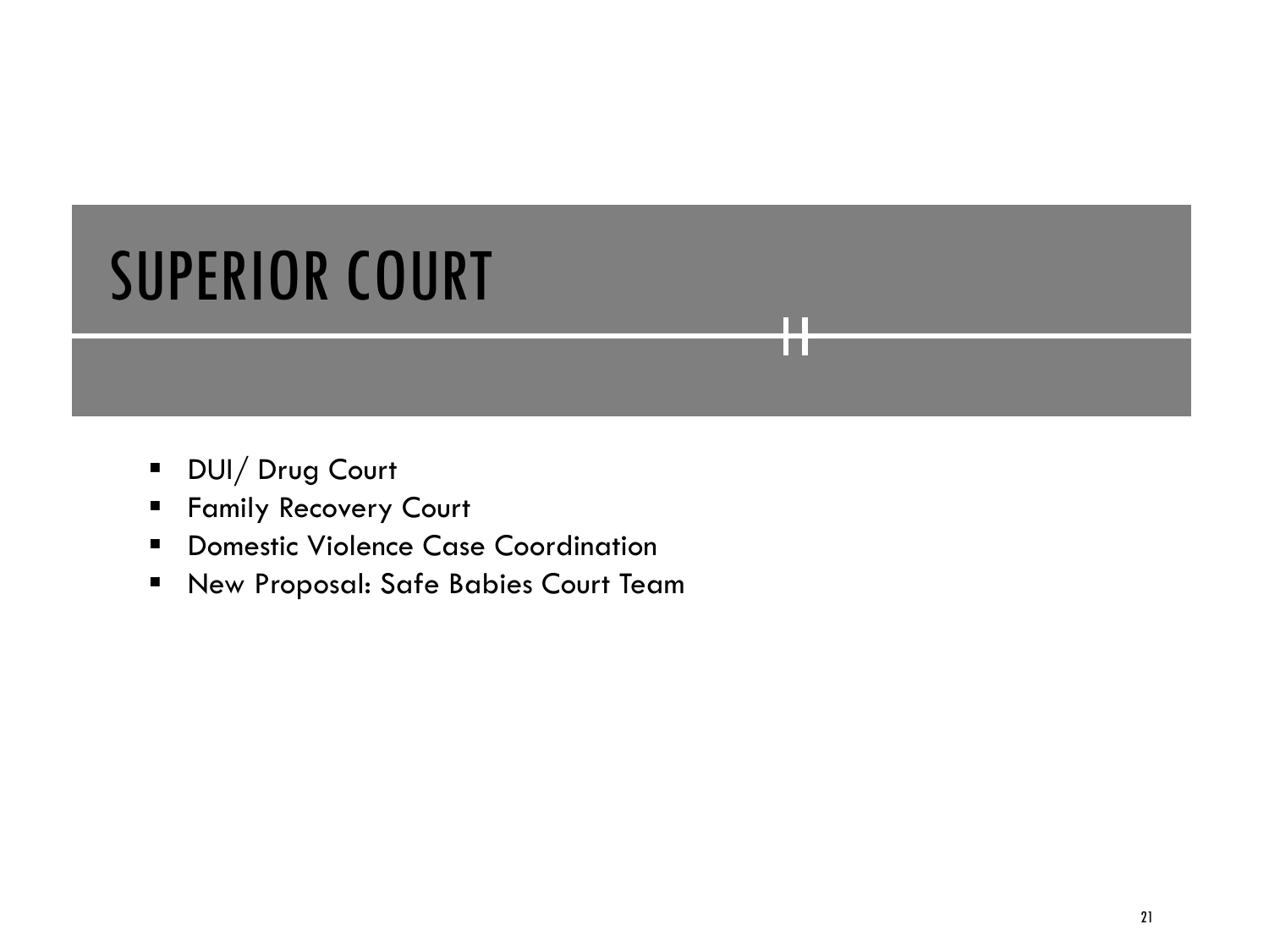# SUPERIOR COURT

- DUI/ Drug Court
- Family Recovery Court
- Domestic Violence Case Coordination
- New Proposal: Safe Babies Court Team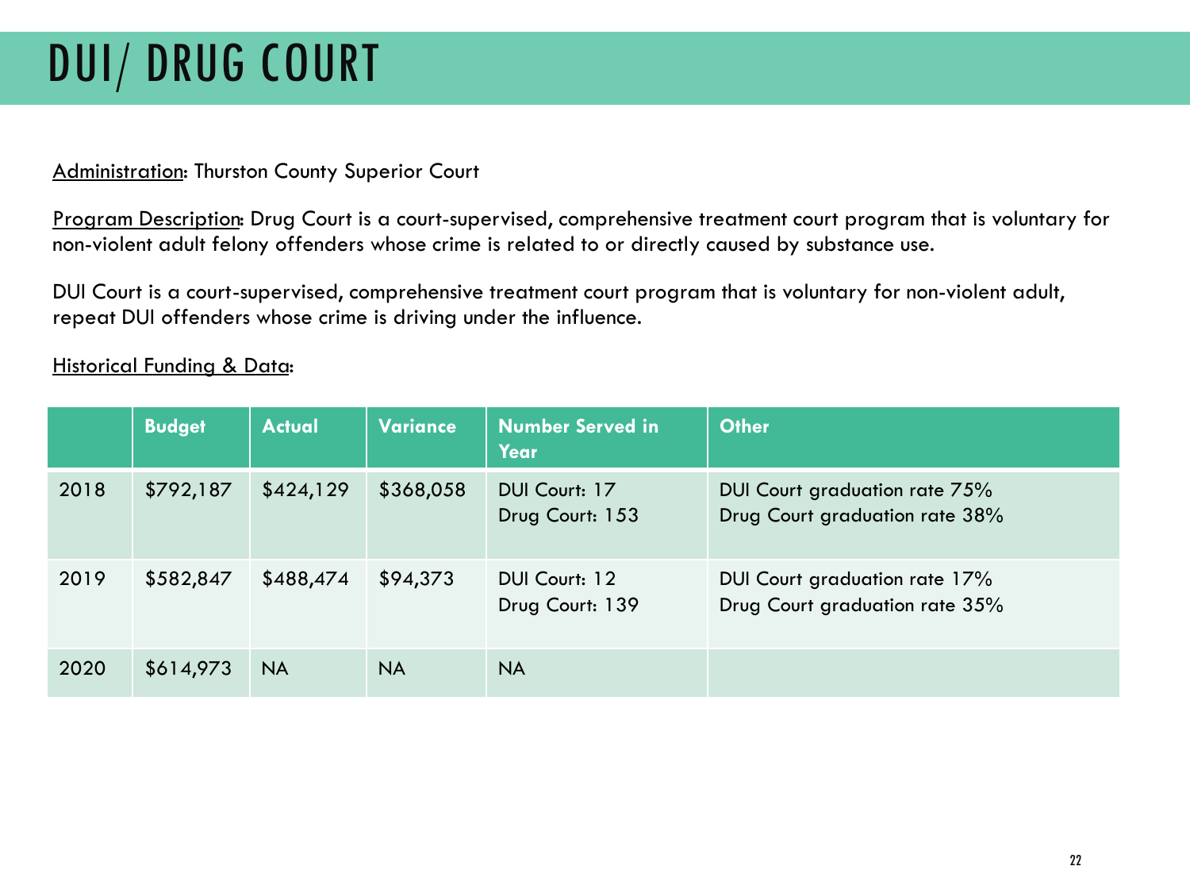# DUI/ DRUG COURT

Administration: Thurston County Superior Court

Program Description: Drug Court is a court-supervised, comprehensive treatment court program that is voluntary for non-violent adult felony offenders whose crime is related to or directly caused by substance use.

DUI Court is a court-supervised, comprehensive treatment court program that is voluntary for non-violent adult, repeat DUI offenders whose crime is driving under the influence.

Historical Funding & Data:

| | Budget | Actual | Variance | Number Served in Year | Other |
|---|---|---|---|---|---|
| 2018 | $792,187 | $424,129 | $368,058 | DUI Court: 17<br>Drug Court: 153 | DUI Court graduation rate 75%<br>Drug Court graduation rate 38% |
| 2019 | $582,847 | $488,474 | $94,373 | DUI Court: 12<br>Drug Court: 139 | DUI Court graduation rate 17%<br>Drug Court graduation rate 35% |
| 2020 | $614,973 | NA | NA | NA | |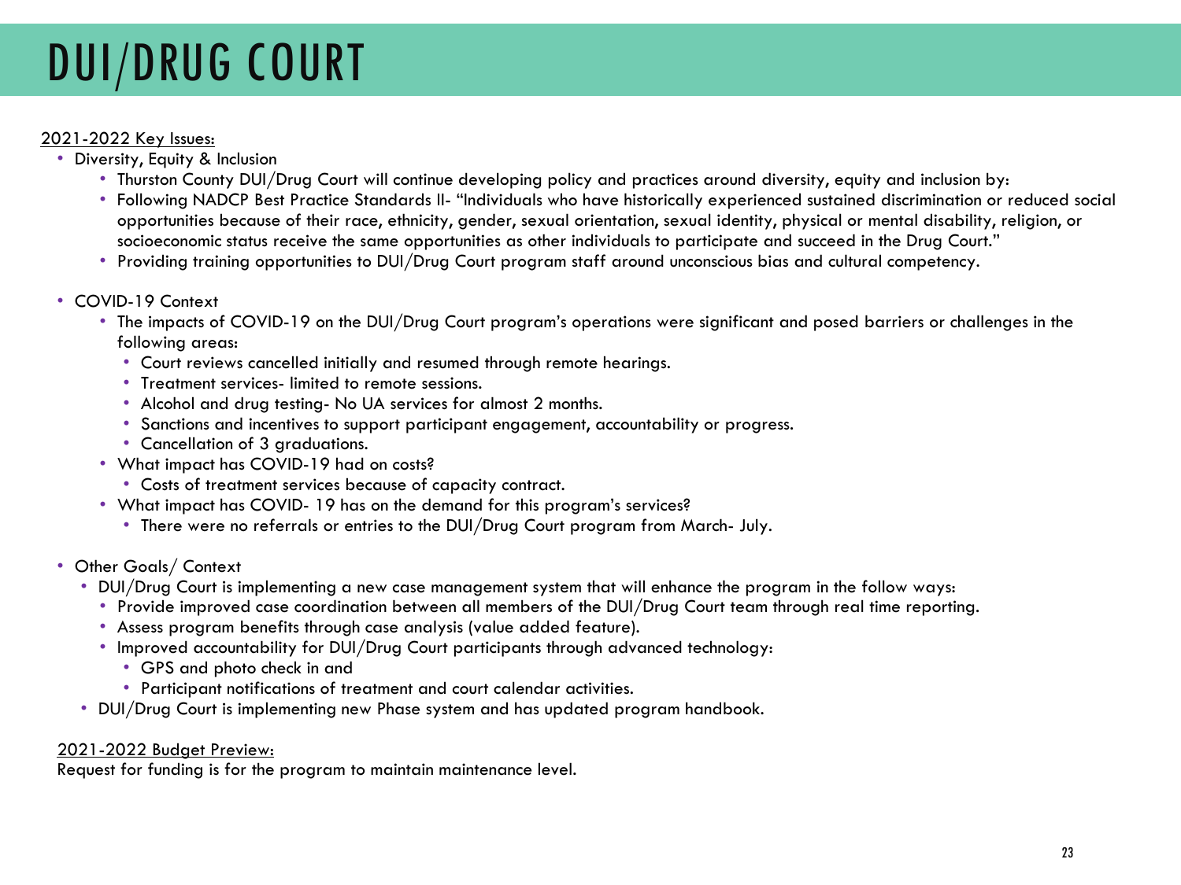# DUI/DRUG COURT

<u>2021-2022 Key Issues:</u>

- Diversity, Equity & Inclusion
  - Thurston County DUI/Drug Court will continue developing policy and practices around diversity, equity and inclusion by:
  - Following NADCP Best Practice Standards II- "Individuals who have historically experienced sustained discrimination or reduced social opportunities because of their race, ethnicity, gender, sexual orientation, sexual identity, physical or mental disability, religion, or socioeconomic status receive the same opportunities as other individuals to participate and succeed in the Drug Court."
  - Providing training opportunities to DUI/Drug Court program staff around unconscious bias and cultural competency.

- COVID-19 Context
  - The impacts of COVID-19 on the DUI/Drug Court program's operations were significant and posed barriers or challenges in the following areas:
    - Court reviews cancelled initially and resumed through remote hearings.
    - Treatment services- limited to remote sessions.
    - Alcohol and drug testing- No UA services for almost 2 months.
    - Sanctions and incentives to support participant engagement, accountability or progress.
    - Cancellation of 3 graduations.
  - What impact has COVID-19 had on costs?
    - Costs of treatment services because of capacity contract.
  - What impact has COVID- 19 has on the demand for this program's services?
    - There were no referrals or entries to the DUI/Drug Court program from March- July.

- Other Goals/ Context
  - DUI/Drug Court is implementing a new case management system that will enhance the program in the follow ways:
    - Provide improved case coordination between all members of the DUI/Drug Court team through real time reporting.
    - Assess program benefits through case analysis (value added feature).
    - Improved accountability for DUI/Drug Court participants through advanced technology:
      - GPS and photo check in and
      - Participant notifications of treatment and court calendar activities.
  - DUI/Drug Court is implementing new Phase system and has updated program handbook.

<u>2021-2022 Budget Preview:</u>

Request for funding is for the program to maintain maintenance level.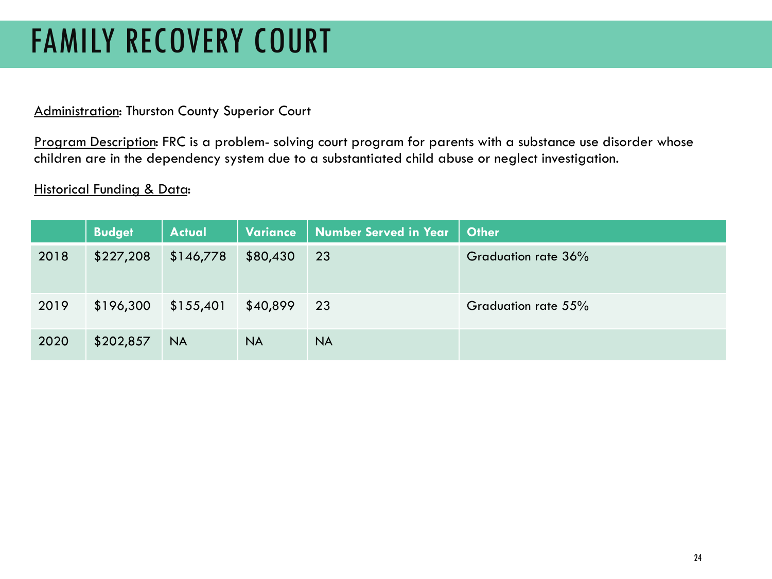# FAMILY RECOVERY COURT

<u>Administration</u>: Thurston County Superior Court

<u>Program Description</u>: FRC is a problem- solving court program for parents with a substance use disorder whose children are in the dependency system due to a substantiated child abuse or neglect investigation.

<u>Historical Funding & Data</u>:

| | Budget | Actual | Variance | Number Served in Year | Other |
|---|---|---|---|---|---|
| 2018 | $227,208 | $146,778 | $80,430 | 23 | Graduation rate 36% |
| 2019 | $196,300 | $155,401 | $40,899 | 23 | Graduation rate 55% |
| 2020 | $202,857 | NA | NA | NA | |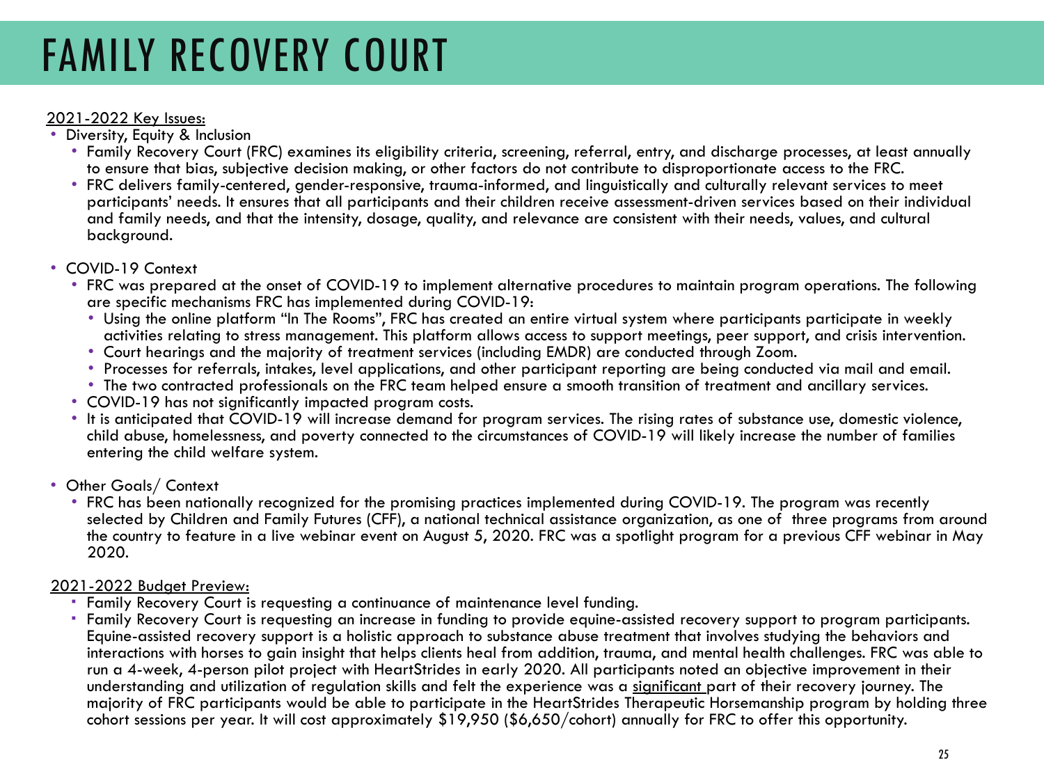# FAMILY RECOVERY COURT

<u>2021-2022 Key Issues:</u>

- Diversity, Equity & Inclusion
  - Family Recovery Court (FRC) examines its eligibility criteria, screening, referral, entry, and discharge processes, at least annually to ensure that bias, subjective decision making, or other factors do not contribute to disproportionate access to the FRC.
  - FRC delivers family-centered, gender-responsive, trauma-informed, and linguistically and culturally relevant services to meet participants' needs. It ensures that all participants and their children receive assessment-driven services based on their individual and family needs, and that the intensity, dosage, quality, and relevance are consistent with their needs, values, and cultural background.

- COVID-19 Context
  - FRC was prepared at the onset of COVID-19 to implement alternative procedures to maintain program operations. The following are specific mechanisms FRC has implemented during COVID-19:
    - Using the online platform "In The Rooms", FRC has created an entire virtual system where participants participate in weekly activities relating to stress management. This platform allows access to support meetings, peer support, and crisis intervention.
    - Court hearings and the majority of treatment services (including EMDR) are conducted through Zoom.
    - Processes for referrals, intakes, level applications, and other participant reporting are being conducted via mail and email.
    - The two contracted professionals on the FRC team helped ensure a smooth transition of treatment and ancillary services.
  - COVID-19 has not significantly impacted program costs.
  - It is anticipated that COVID-19 will increase demand for program services. The rising rates of substance use, domestic violence, child abuse, homelessness, and poverty connected to the circumstances of COVID-19 will likely increase the number of families entering the child welfare system.

- Other Goals/ Context
  - FRC has been nationally recognized for the promising practices implemented during COVID-19. The program was recently selected by Children and Family Futures (CFF), a national technical assistance organization, as one of three programs from around the country to feature in a live webinar event on August 5, 2020. FRC was a spotlight program for a previous CFF webinar in May 2020.

<u>2021-2022 Budget Preview:</u>

- Family Recovery Court is requesting a continuance of maintenance level funding.
- Family Recovery Court is requesting an increase in funding to provide equine-assisted recovery support to program participants. Equine-assisted recovery support is a holistic approach to substance abuse treatment that involves studying the behaviors and interactions with horses to gain insight that helps clients heal from addition, trauma, and mental health challenges. FRC was able to run a 4-week, 4-person pilot project with HeartStrides in early 2020. All participants noted an objective improvement in their understanding and utilization of regulation skills and felt the experience was a <u>significant</u> part of their recovery journey. The majority of FRC participants would be able to participate in the HeartStrides Therapeutic Horsemanship program by holding three cohort sessions per year. It will cost approximately $19,950 ($6,650/cohort) annually for FRC to offer this opportunity.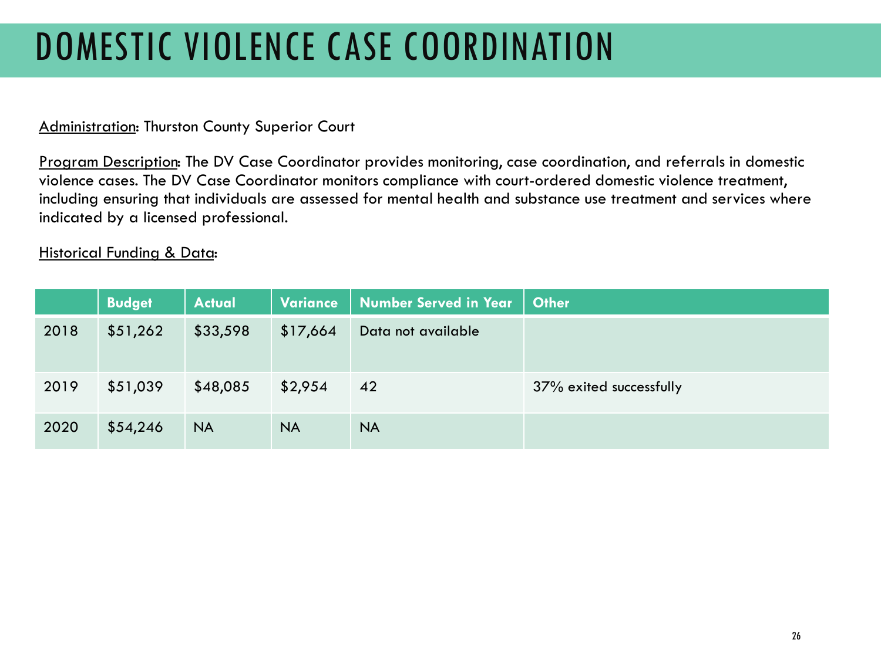# DOMESTIC VIOLENCE CASE COORDINATION

Administration: Thurston County Superior Court

Program Description: The DV Case Coordinator provides monitoring, case coordination, and referrals in domestic violence cases. The DV Case Coordinator monitors compliance with court-ordered domestic violence treatment, including ensuring that individuals are assessed for mental health and substance use treatment and services where indicated by a licensed professional.

Historical Funding & Data:

| | Budget | Actual | Variance | Number Served in Year | Other |
|---|---|---|---|---|---|
| 2018 | $51,262 | $33,598 | $17,664 | Data not available | |
| 2019 | $51,039 | $48,085 | $2,954 | 42 | 37% exited successfully |
| 2020 | $54,246 | NA | NA | NA | |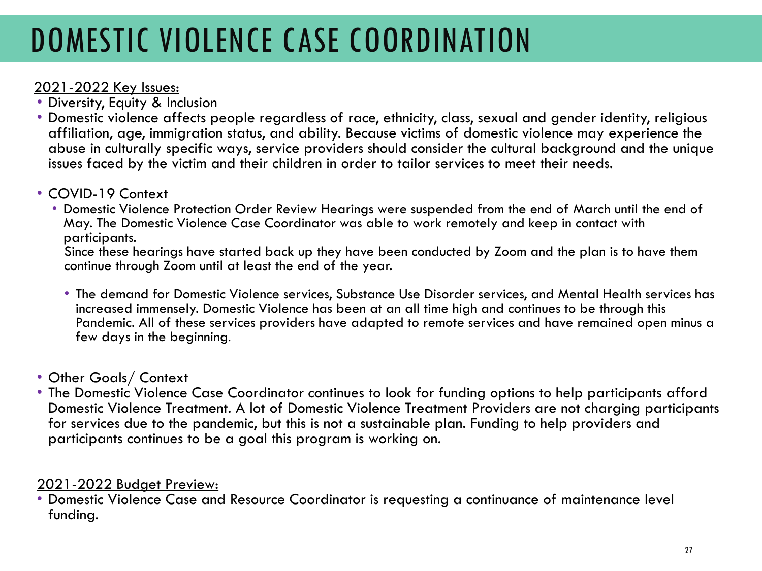# DOMESTIC VIOLENCE CASE COORDINATION

2021-2022 Key Issues:

- Diversity, Equity & Inclusion
- Domestic violence affects people regardless of race, ethnicity, class, sexual and gender identity, religious affiliation, age, immigration status, and ability. Because victims of domestic violence may experience the abuse in culturally specific ways, service providers should consider the cultural background and the unique issues faced by the victim and their children in order to tailor services to meet their needs.

- COVID-19 Context
  - Domestic Violence Protection Order Review Hearings were suspended from the end of March until the end of May. The Domestic Violence Case Coordinator was able to work remotely and keep in contact with participants.
    Since these hearings have started back up they have been conducted by Zoom and the plan is to have them continue through Zoom until at least the end of the year.

    - The demand for Domestic Violence services, Substance Use Disorder services, and Mental Health services has increased immensely. Domestic Violence has been at an all time high and continues to be through this Pandemic. All of these services providers have adapted to remote services and have remained open minus a few days in the beginning.

- Other Goals/ Context
- The Domestic Violence Case Coordinator continues to look for funding options to help participants afford Domestic Violence Treatment. A lot of Domestic Violence Treatment Providers are not charging participants for services due to the pandemic, but this is not a sustainable plan. Funding to help providers and participants continues to be a goal this program is working on.

2021-2022 Budget Preview:

- Domestic Violence Case and Resource Coordinator is requesting a continuance of maintenance level funding.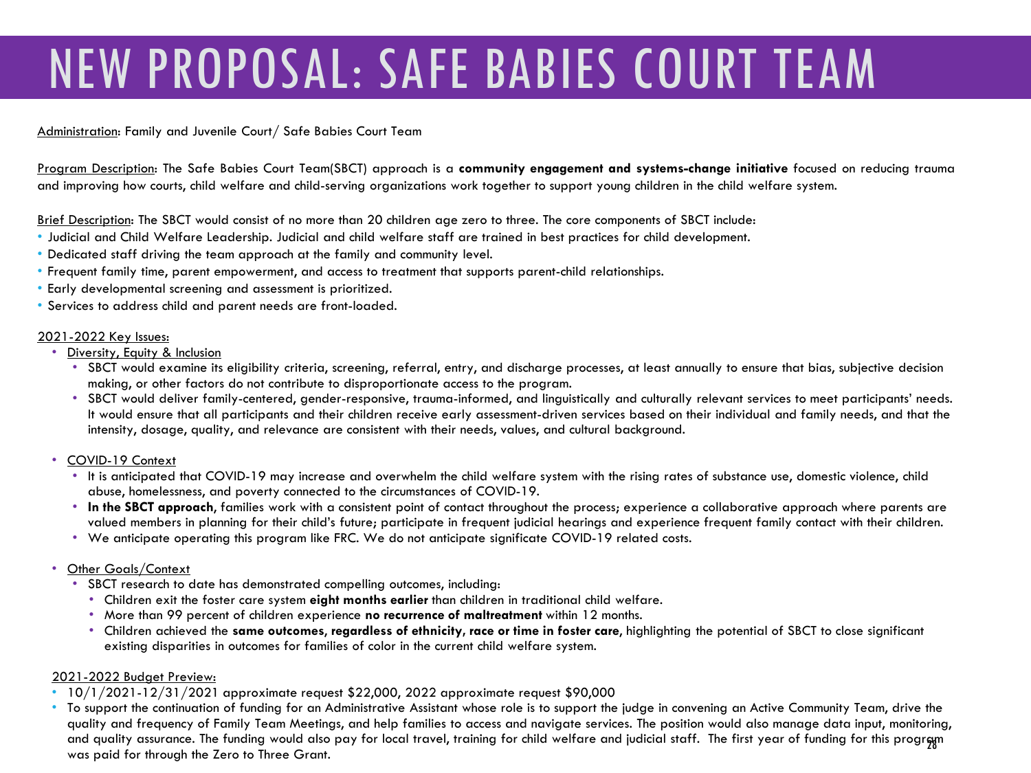# NEW PROPOSAL: SAFE BABIES COURT TEAM

Administration: Family and Juvenile Court/ Safe Babies Court Team

Program Description: The Safe Babies Court Team(SBCT) approach is a **community engagement and systems-change initiative** focused on reducing trauma and improving how courts, child welfare and child-serving organizations work together to support young children in the child welfare system.

Brief Description: The SBCT would consist of no more than 20 children age zero to three. The core components of SBCT include:

- Judicial and Child Welfare Leadership. Judicial and child welfare staff are trained in best practices for child development.
- Dedicated staff driving the team approach at the family and community level.
- Frequent family time, parent empowerment, and access to treatment that supports parent-child relationships.
- Early developmental screening and assessment is prioritized.
- Services to address child and parent needs are front-loaded.

2021-2022 Key Issues:

- Diversity, Equity & Inclusion
  - SBCT would examine its eligibility criteria, screening, referral, entry, and discharge processes, at least annually to ensure that bias, subjective decision making, or other factors do not contribute to disproportionate access to the program.
  - SBCT would deliver family-centered, gender-responsive, trauma-informed, and linguistically and culturally relevant services to meet participants' needs. It would ensure that all participants and their children receive early assessment-driven services based on their individual and family needs, and that the intensity, dosage, quality, and relevance are consistent with their needs, values, and cultural background.

- COVID-19 Context
  - It is anticipated that COVID-19 may increase and overwhelm the child welfare system with the rising rates of substance use, domestic violence, child abuse, homelessness, and poverty connected to the circumstances of COVID-19.
  - **In the SBCT approach**, families work with a consistent point of contact throughout the process; experience a collaborative approach where parents are valued members in planning for their child's future; participate in frequent judicial hearings and experience frequent family contact with their children.
  - We anticipate operating this program like FRC. We do not anticipate significate COVID-19 related costs.

- Other Goals/Context
  - SBCT research to date has demonstrated compelling outcomes, including:
    - Children exit the foster care system **eight months earlier** than children in traditional child welfare.
    - More than 99 percent of children experience **no recurrence of maltreatment** within 12 months.
    - Children achieved the **same outcomes, regardless of ethnicity, race or time in foster care**, highlighting the potential of SBCT to close significant existing disparities in outcomes for families of color in the current child welfare system.

2021-2022 Budget Preview:

- 10/1/2021-12/31/2021 approximate request $22,000, 2022 approximate request $90,000
- To support the continuation of funding for an Administrative Assistant whose role is to support the judge in convening an Active Community Team, drive the quality and frequency of Family Team Meetings, and help families to access and navigate services. The position would also manage data input, monitoring, and quality assurance. The funding would also pay for local travel, training for child welfare and judicial staff. The first year of funding for this program was paid for through the Zero to Three Grant.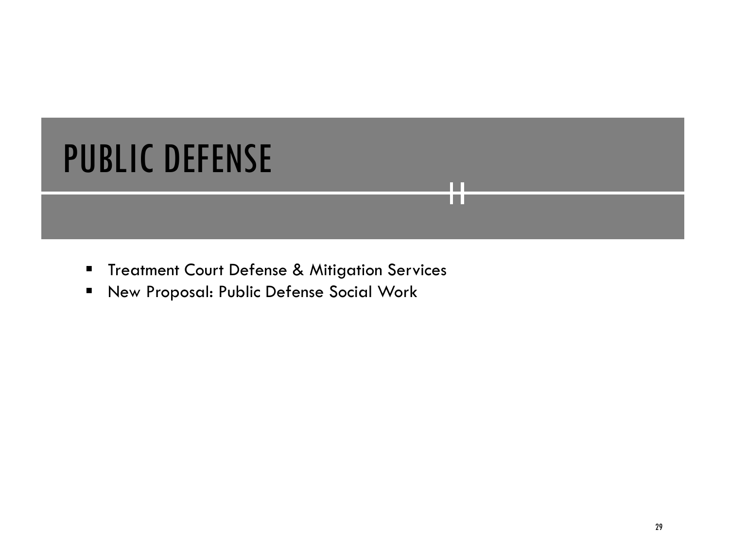# PUBLIC DEFENSE

- Treatment Court Defense & Mitigation Services
- New Proposal: Public Defense Social Work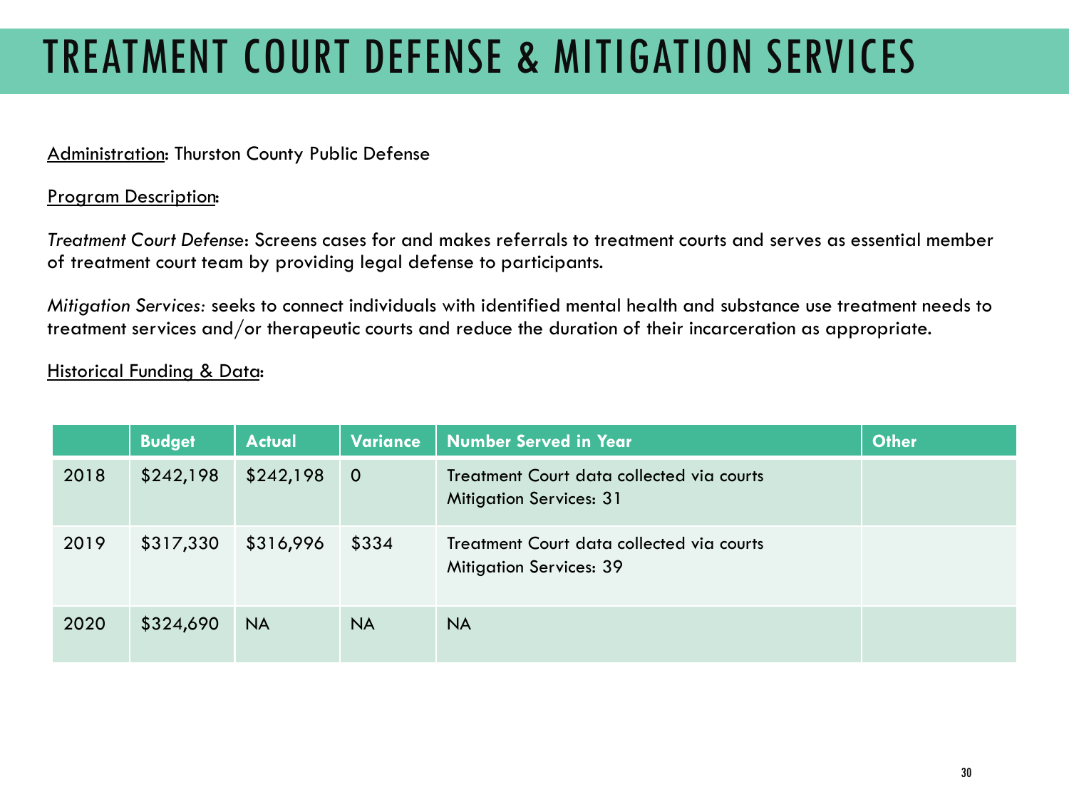# TREATMENT COURT DEFENSE & MITIGATION SERVICES

<u>Administration</u>: Thurston County Public Defense

<u>Program Description</u>:

*Treatment Court Defense*: Screens cases for and makes referrals to treatment courts and serves as essential member of treatment court team by providing legal defense to participants.

*Mitigation Services:* seeks to connect individuals with identified mental health and substance use treatment needs to treatment services and/or therapeutic courts and reduce the duration of their incarceration as appropriate.

<u>Historical Funding & Data</u>:

| | Budget | Actual | Variance | Number Served in Year | Other |
|---|---|---|---|---|---|
| 2018 | $242,198 | $242,198 | 0 | Treatment Court data collected via courts<br>Mitigation Services: 31 | |
| 2019 | $317,330 | $316,996 | $334 | Treatment Court data collected via courts<br>Mitigation Services: 39 | |
| 2020 | $324,690 | NA | NA | NA | |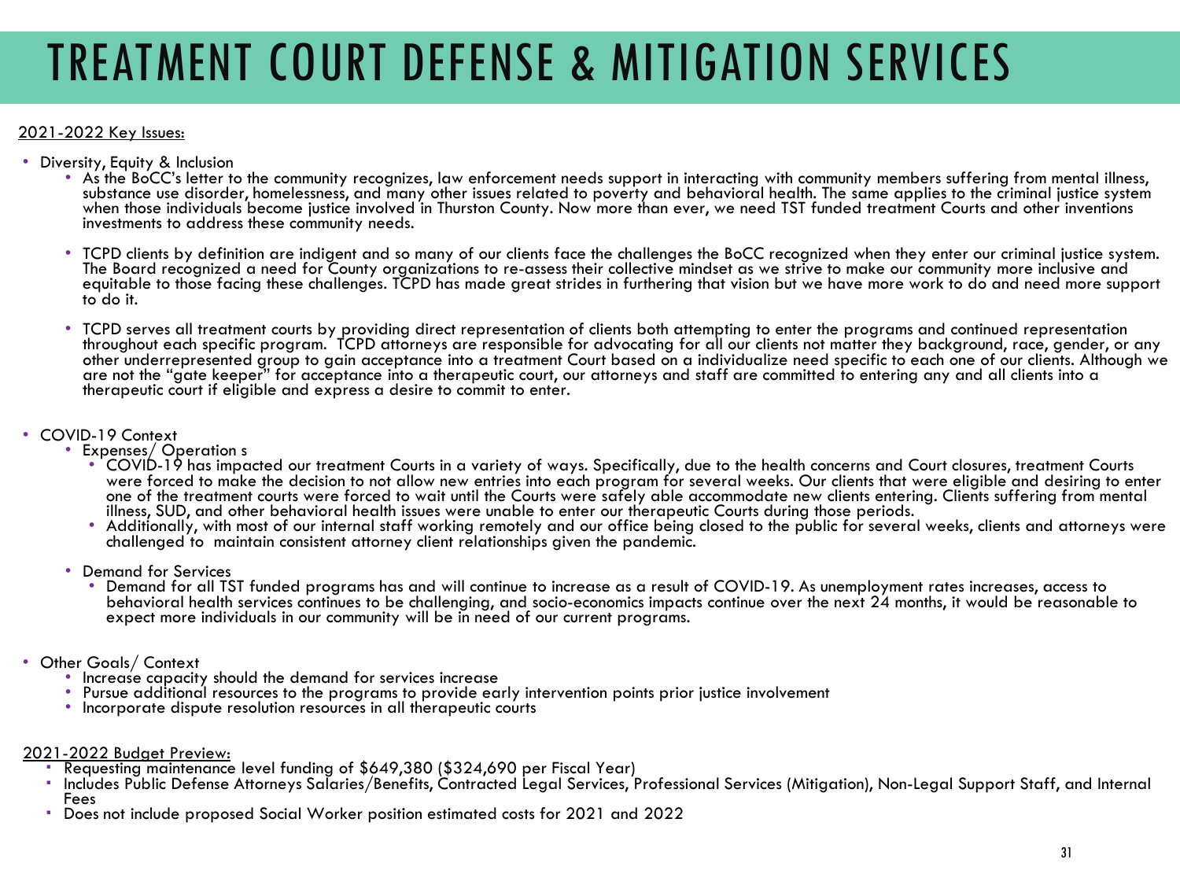# TREATMENT COURT DEFENSE & MITIGATION SERVICES

2021-2022 Key Issues:

- Diversity, Equity & Inclusion
  - As the BoCC's letter to the community recognizes, law enforcement needs support in interacting with community members suffering from mental illness, substance use disorder, homelessness, and many other issues related to poverty and behavioral health. The same applies to the criminal justice system when those individuals become justice involved in Thurston County. Now more than ever, we need TST funded treatment Courts and other inventions investments to address these community needs.
  - TCPD clients by definition are indigent and so many of our clients face the challenges the BoCC recognized when they enter our criminal justice system. The Board recognized a need for County organizations to re-assess their collective mindset as we strive to make our community more inclusive and equitable to those facing these challenges. TCPD has made great strides in furthering that vision but we have more work to do and need more support to do it.
  - TCPD serves all treatment courts by providing direct representation of clients both attempting to enter the programs and continued representation throughout each specific program. TCPD attorneys are responsible for advocating for all our clients not matter they background, race, gender, or any other underrepresented group to gain acceptance into a treatment Court based on a individualize need specific to each one of our clients. Although we are not the "gate keeper" for acceptance into a therapeutic court, our attorneys and staff are committed to entering any and all clients into a therapeutic court if eligible and express a desire to commit to enter.

- COVID-19 Context
  - Expenses/ Operation s
    - COVID-19 has impacted our treatment Courts in a variety of ways. Specifically, due to the health concerns and Court closures, treatment Courts were forced to make the decision to not allow new entries into each program for several weeks. Our clients that were eligible and desiring to enter one of the treatment courts were forced to wait until the Courts were safely able accommodate new clients entering. Clients suffering from mental illness, SUD, and other behavioral health issues were unable to enter our therapeutic Courts during those periods.
    - Additionally, with most of our internal staff working remotely and our office being closed to the public for several weeks, clients and attorneys were challenged to maintain consistent attorney client relationships given the pandemic.
  - Demand for Services
    - Demand for all TST funded programs has and will continue to increase as a result of COVID-19. As unemployment rates increases, access to behavioral health services continues to be challenging, and socio-economics impacts continue over the next 24 months, it would be reasonable to expect more individuals in our community will be in need of our current programs.

- Other Goals/ Context
  - Increase capacity should the demand for services increase
  - Pursue additional resources to the programs to provide early intervention points prior justice involvement
  - Incorporate dispute resolution resources in all therapeutic courts

2021-2022 Budget Preview:

- Requesting maintenance level funding of $649,380 ($324,690 per Fiscal Year)
- Includes Public Defense Attorneys Salaries/Benefits, Contracted Legal Services, Professional Services (Mitigation), Non-Legal Support Staff, and Internal Fees
- Does not include proposed Social Worker position estimated costs for 2021 and 2022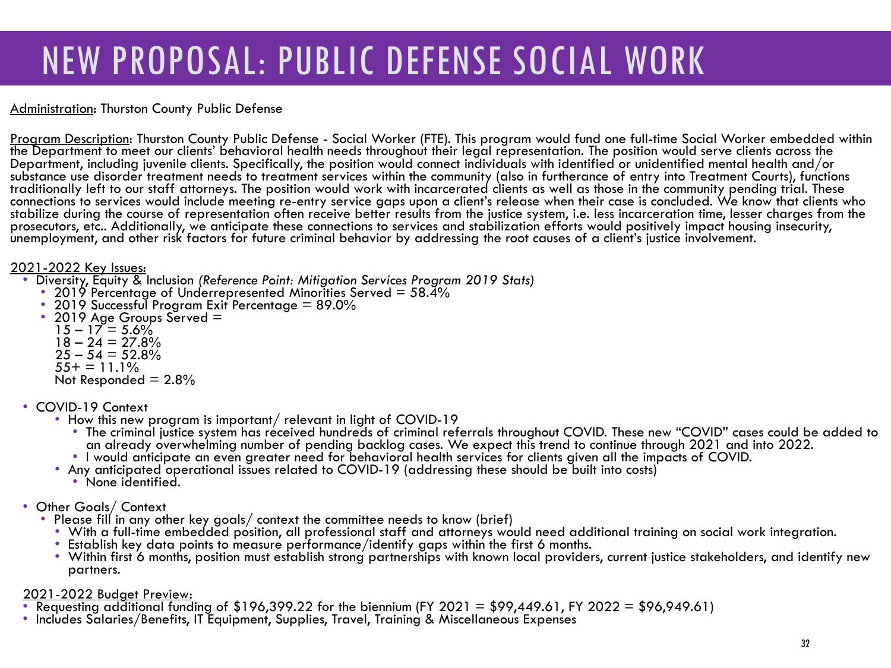# NEW PROPOSAL: PUBLIC DEFENSE SOCIAL WORK

Administration: Thurston County Public Defense

Program Description: Thurston County Public Defense - Social Worker (FTE). This program would fund one full-time Social Worker embedded within the Department to meet our clients' behavioral health needs throughout their legal representation. The position would serve clients across the Department, including juvenile clients. Specifically, the position would connect individuals with identified or unidentified mental health and/or substance use disorder treatment needs to treatment services within the community (also in furtherance of entry into Treatment Courts), functions traditionally left to our staff attorneys. The position would work with incarcerated clients as well as those in the community pending trial. These connections to services would include meeting re-entry service gaps upon a client's release when their case is concluded. We know that clients who stabilize during the course of representation often receive better results from the justice system, i.e. less incarceration time, lesser charges from the prosecutors, etc.. Additionally, we anticipate these connections to services and stabilization efforts would positively impact housing insecurity, unemployment, and other risk factors for future criminal behavior by addressing the root causes of a client's justice involvement.

2021-2022 Key Issues:

- Diversity, Equity & Inclusion *(Reference Point: Mitigation Services Program 2019 Stats)*
  - 2019 Percentage of Underrepresented Minorities Served = 58.4%
  - 2019 Successful Program Exit Percentage = 89.0%
  - 2019 Age Groups Served =
    15 – 17 = 5.6%
    18 – 24 = 27.8%
    25 – 54 = 52.8%
    55+ = 11.1%
    Not Responded = 2.8%

- COVID-19 Context
  - How this new program is important/ relevant in light of COVID-19
    - The criminal justice system has received hundreds of criminal referrals throughout COVID. These new "COVID" cases could be added to an already overwhelming number of pending backlog cases. We expect this trend to continue through 2021 and into 2022.
    - I would anticipate an even greater need for behavioral health services for clients given all the impacts of COVID.
  - Any anticipated operational issues related to COVID-19 (addressing these should be built into costs)
    - None identified.

- Other Goals/ Context
  - Please fill in any other key goals/ context the committee needs to know (brief)
    - With a full-time embedded position, all professional staff and attorneys would need additional training on social work integration.
    - Establish key data points to measure performance/identify gaps within the first 6 months.
    - Within first 6 months, position must establish strong partnerships with known local providers, current justice stakeholders, and identify new partners.

2021-2022 Budget Preview:

- Requesting additional funding of $196,399.22 for the biennium (FY 2021 = $99,449.61, FY 2022 = $96,949.61)
- Includes Salaries/Benefits, IT Equipment, Supplies, Travel, Training & Miscellaneous Expenses